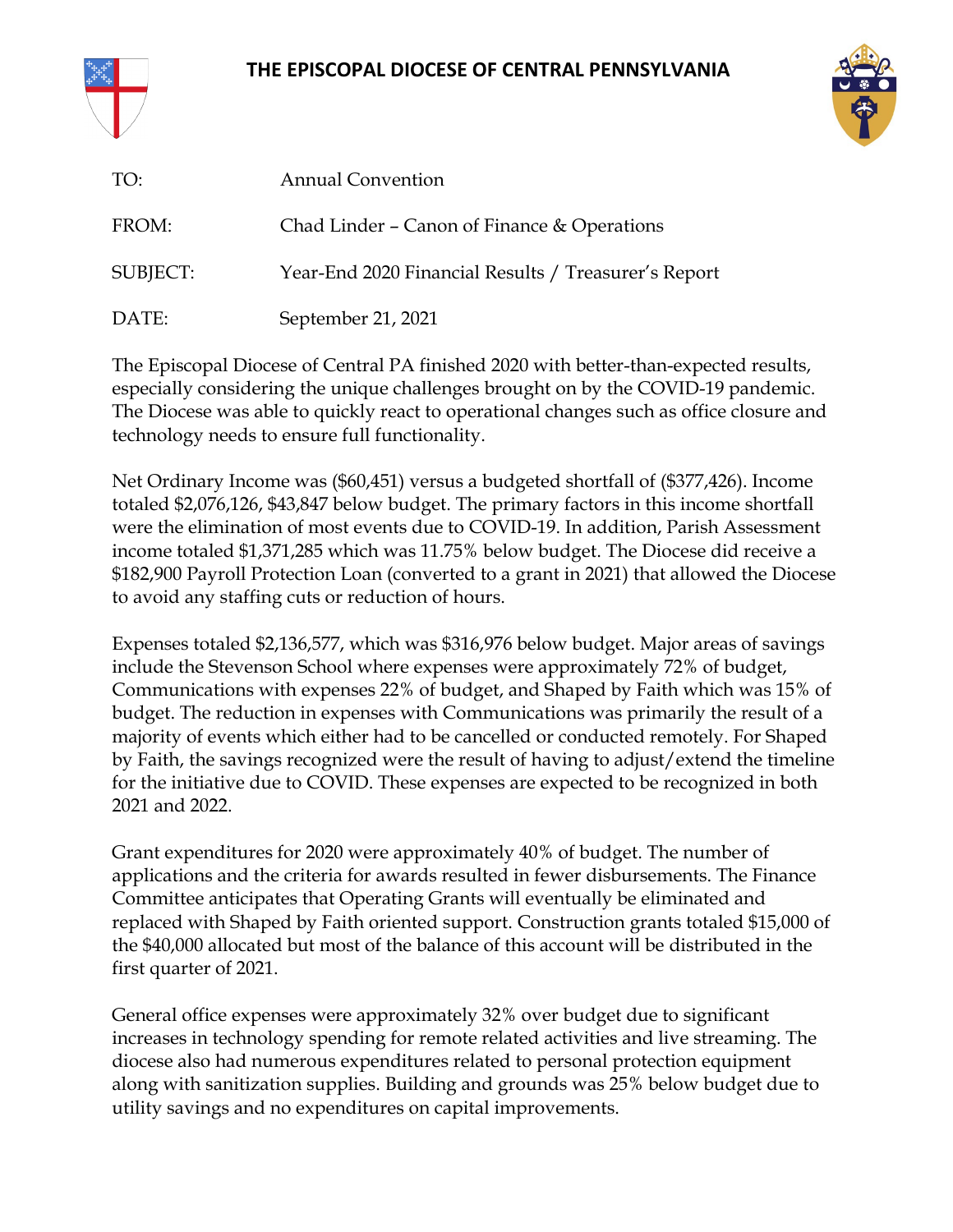# THE EPISCOPAL DIOCESE OF CENTRAL PENNSYLVANIA

TO: Annual Convention

FROM: Chad Linder – Canon of Finance & Operations

SUBJECT: Year-End 2020 Financial Results / Treasurer's Report

DATE: September 21, 2021

The Episcopal Diocese of Central PA finished 2020 with better-than-expected results, especially considering the unique challenges brought on by the COVID-19 pandemic. The Diocese was able to quickly react to operational changes such as office closure and technology needs to ensure full functionality.

Net Ordinary Income was ($60,451) versus a budgeted shortfall of ($377,426). Income totaled $2,076,126, $43,847 below budget. The primary factors in this income shortfall were the elimination of most events due to COVID-19. In addition, Parish Assessment income totaled $1,371,285 which was 11.75% below budget. The Diocese did receive a $182,900 Payroll Protection Loan (converted to a grant in 2021) that allowed the Diocese to avoid any staffing cuts or reduction of hours.

Expenses totaled $2,136,577, which was $316,976 below budget. Major areas of savings include the Stevenson School where expenses were approximately 72% of budget, Communications with expenses 22% of budget, and Shaped by Faith which was 15% of budget. The reduction in expenses with Communications was primarily the result of a majority of events which either had to be cancelled or conducted remotely. For Shaped by Faith, the savings recognized were the result of having to adjust/extend the timeline for the initiative due to COVID. These expenses are expected to be recognized in both 2021 and 2022.

Grant expenditures for 2020 were approximately 40% of budget. The number of applications and the criteria for awards resulted in fewer disbursements. The Finance Committee anticipates that Operating Grants will eventually be eliminated and replaced with Shaped by Faith oriented support. Construction grants totaled $15,000 of the $40,000 allocated but most of the balance of this account will be distributed in the first quarter of 2021.

General office expenses were approximately 32% over budget due to significant increases in technology spending for remote related activities and live streaming. The diocese also had numerous expenditures related to personal protection equipment along with sanitization supplies. Building and grounds was 25% below budget due to utility savings and no expenditures on capital improvements.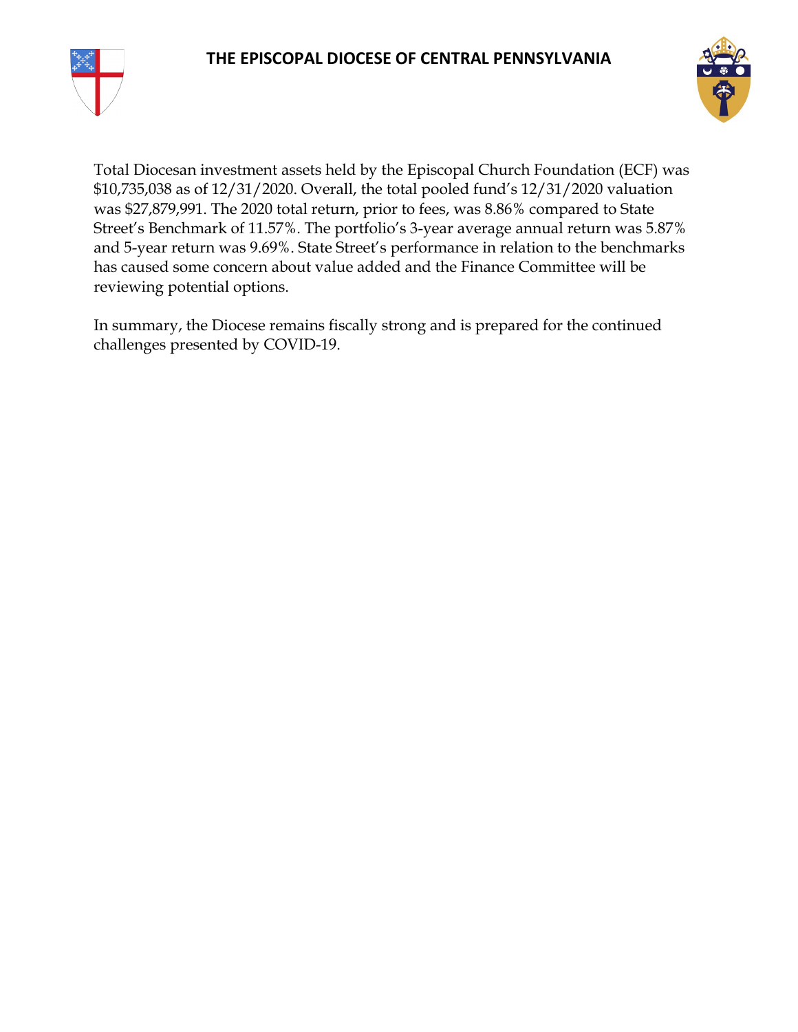Total Diocesan investment assets held by the Episcopal Church Foundation (ECF) was $10,735,038 as of 12/31/2020. Overall, the total pooled fund's 12/31/2020 valuation was $27,879,991. The 2020 total return, prior to fees, was 8.86% compared to State Street's Benchmark of 11.57%. The portfolio's 3-year average annual return was 5.87% and 5-year return was 9.69%. State Street's performance in relation to the benchmarks has caused some concern about value added and the Finance Committee will be reviewing potential options.

In summary, the Diocese remains fiscally strong and is prepared for the continued challenges presented by COVID-19.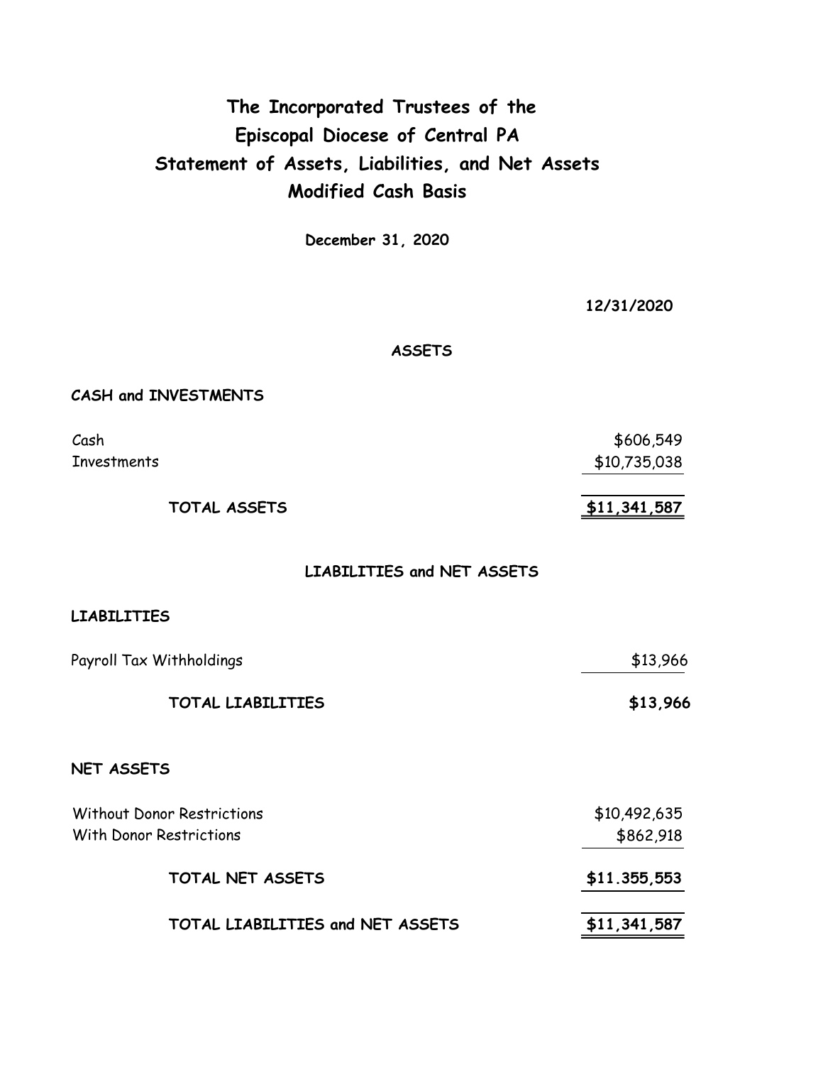# The Incorporated Trustees of the Episcopal Diocese of Central PA
# Statement of Assets, Liabilities, and Net Assets
# Modified Cash Basis

**December 31, 2020**

| | 12/31/2020 |
|---|---|
| **ASSETS** | |
| **CASH and INVESTMENTS** | |
| Cash | $606,549 |
| Investments | $10,735,038 |
| **TOTAL ASSETS** | **$11,341,587** |
| **LIABILITIES and NET ASSETS** | |
| **LIABILITIES** | |
| Payroll Tax Withholdings | $13,966 |
| **TOTAL LIABILITIES** | **$13,966** |
| **NET ASSETS** | |
| Without Donor Restrictions | $10,492,635 |
| With Donor Restrictions | $862,918 |
| **TOTAL NET ASSETS** | **$11.355,553** |
| **TOTAL LIABILITIES and NET ASSETS** | **$11,341,587** |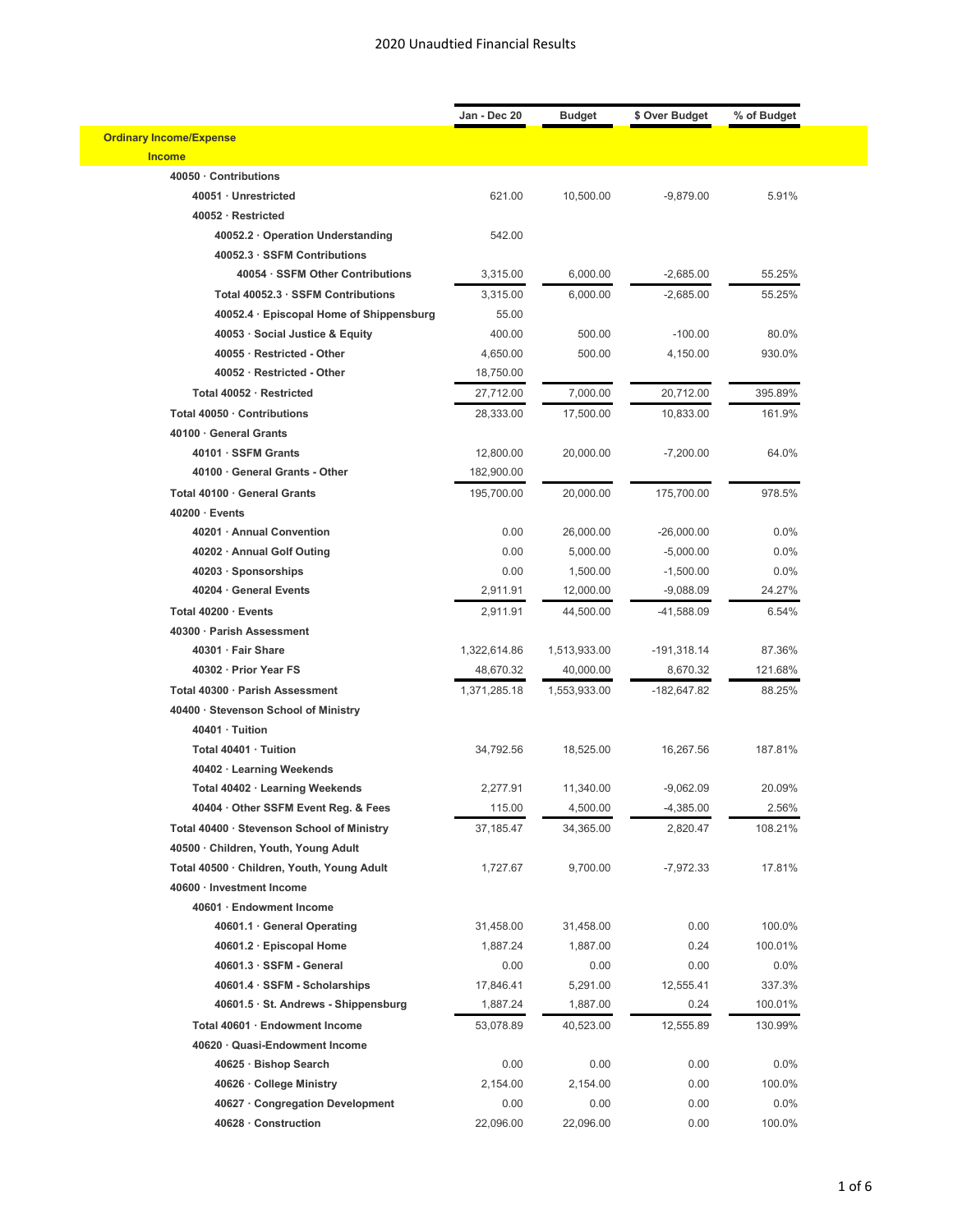# 2020 Unaudtied Financial Results

| | Jan - Dec 20 | Budget | $ Over Budget | % of Budget |
|---|---|---|---|---|
| **Ordinary Income/Expense** | | | | |
| **Income** | | | | |
| 40050 · Contributions | | | | |
| 40051 · Unrestricted | 621.00 | 10,500.00 | -9,879.00 | 5.91% |
| 40052 · Restricted | | | | |
| 40052.2 · Operation Understanding | 542.00 | | | |
| 40052.3 · SSFM Contributions | | | | |
| 40054 · SSFM Other Contributions | 3,315.00 | 6,000.00 | -2,685.00 | 55.25% |
| Total 40052.3 · SSFM Contributions | 3,315.00 | 6,000.00 | -2,685.00 | 55.25% |
| 40052.4 · Episcopal Home of Shippensburg | 55.00 | | | |
| 40053 · Social Justice & Equity | 400.00 | 500.00 | -100.00 | 80.0% |
| 40055 · Restricted - Other | 4,650.00 | 500.00 | 4,150.00 | 930.0% |
| 40052 · Restricted - Other | 18,750.00 | | | |
| Total 40052 · Restricted | 27,712.00 | 7,000.00 | 20,712.00 | 395.89% |
| Total 40050 · Contributions | 28,333.00 | 17,500.00 | 10,833.00 | 161.9% |
| 40100 · General Grants | | | | |
| 40101 · SSFM Grants | 12,800.00 | 20,000.00 | -7,200.00 | 64.0% |
| 40100 · General Grants - Other | 182,900.00 | | | |
| Total 40100 · General Grants | 195,700.00 | 20,000.00 | 175,700.00 | 978.5% |
| 40200 · Events | | | | |
| 40201 · Annual Convention | 0.00 | 26,000.00 | -26,000.00 | 0.0% |
| 40202 · Annual Golf Outing | 0.00 | 5,000.00 | -5,000.00 | 0.0% |
| 40203 · Sponsorships | 0.00 | 1,500.00 | -1,500.00 | 0.0% |
| 40204 · General Events | 2,911.91 | 12,000.00 | -9,088.09 | 24.27% |
| Total 40200 · Events | 2,911.91 | 44,500.00 | -41,588.09 | 6.54% |
| 40300 · Parish Assessment | | | | |
| 40301 · Fair Share | 1,322,614.86 | 1,513,933.00 | -191,318.14 | 87.36% |
| 40302 · Prior Year FS | 48,670.32 | 40,000.00 | 8,670.32 | 121.68% |
| Total 40300 · Parish Assessment | 1,371,285.18 | 1,553,933.00 | -182,647.82 | 88.25% |
| 40400 · Stevenson School of Ministry | | | | |
| 40401 · Tuition | | | | |
| Total 40401 · Tuition | 34,792.56 | 18,525.00 | 16,267.56 | 187.81% |
| 40402 · Learning Weekends | | | | |
| Total 40402 · Learning Weekends | 2,277.91 | 11,340.00 | -9,062.09 | 20.09% |
| 40404 · Other SSFM Event Reg. & Fees | 115.00 | 4,500.00 | -4,385.00 | 2.56% |
| Total 40400 · Stevenson School of Ministry | 37,185.47 | 34,365.00 | 2,820.47 | 108.21% |
| 40500 · Children, Youth, Young Adult | | | | |
| Total 40500 · Children, Youth, Young Adult | 1,727.67 | 9,700.00 | -7,972.33 | 17.81% |
| 40600 · Investment Income | | | | |
| 40601 · Endowment Income | | | | |
| 40601.1 · General Operating | 31,458.00 | 31,458.00 | 0.00 | 100.0% |
| 40601.2 · Episcopal Home | 1,887.24 | 1,887.00 | 0.24 | 100.01% |
| 40601.3 · SSFM - General | 0.00 | 0.00 | 0.00 | 0.0% |
| 40601.4 · SSFM - Scholarships | 17,846.41 | 5,291.00 | 12,555.41 | 337.3% |
| 40601.5 · St. Andrews - Shippensburg | 1,887.24 | 1,887.00 | 0.24 | 100.01% |
| Total 40601 · Endowment Income | 53,078.89 | 40,523.00 | 12,555.89 | 130.99% |
| 40620 · Quasi-Endowment Income | | | | |
| 40625 · Bishop Search | 0.00 | 0.00 | 0.00 | 0.0% |
| 40626 · College Ministry | 2,154.00 | 2,154.00 | 0.00 | 100.0% |
| 40627 · Congregation Development | 0.00 | 0.00 | 0.00 | 0.0% |
| 40628 · Construction | 22,096.00 | 22,096.00 | 0.00 | 100.0% |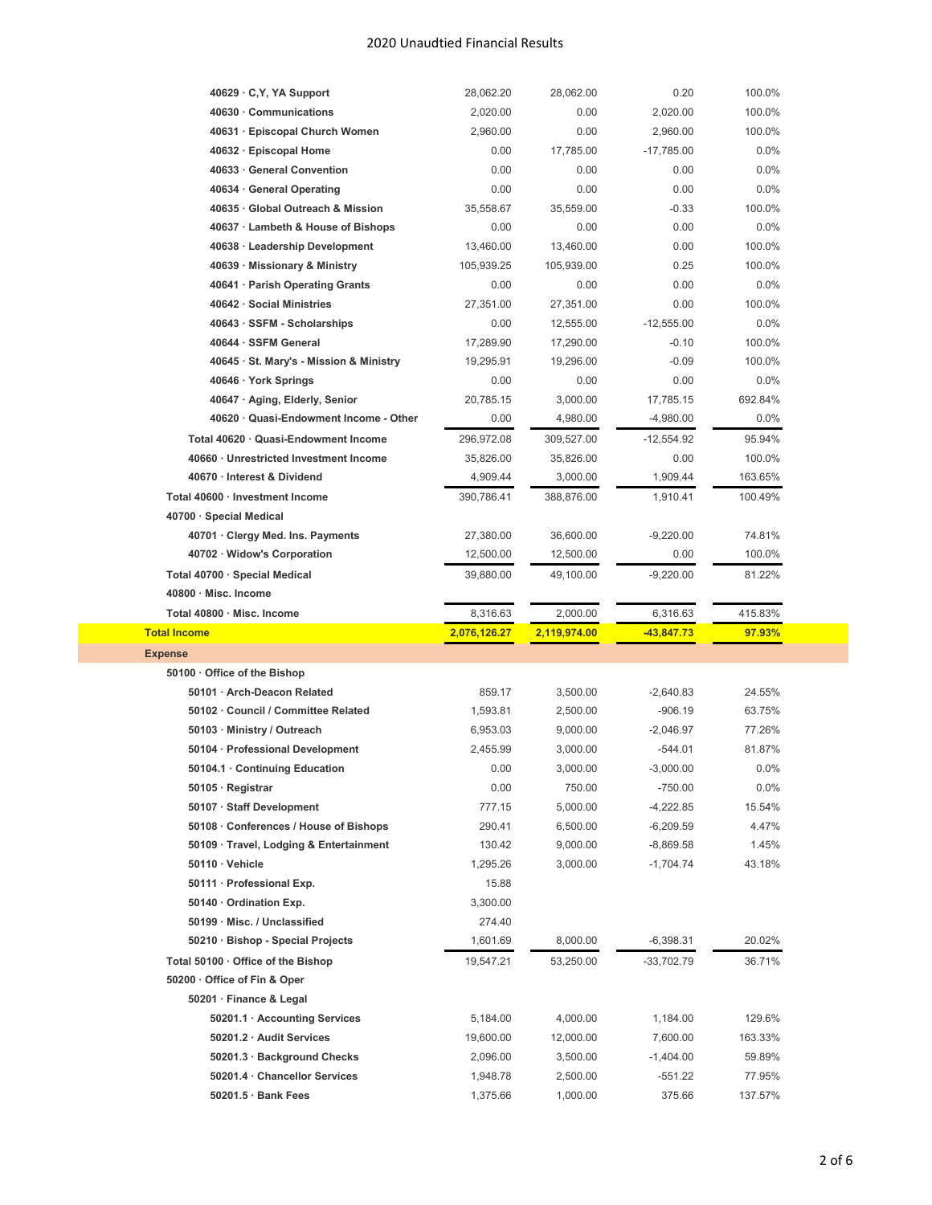| | | | | |
|---|---|---|---|---|
| 40629 · C,Y, YA Support | 28,062.20 | 28,062.00 | 0.20 | 100.0% |
| 40630 · Communications | 2,020.00 | 0.00 | 2,020.00 | 100.0% |
| 40631 · Episcopal Church Women | 2,960.00 | 0.00 | 2,960.00 | 100.0% |
| 40632 · Episcopal Home | 0.00 | 17,785.00 | -17,785.00 | 0.0% |
| 40633 · General Convention | 0.00 | 0.00 | 0.00 | 0.0% |
| 40634 · General Operating | 0.00 | 0.00 | 0.00 | 0.0% |
| 40635 · Global Outreach & Mission | 35,558.67 | 35,559.00 | -0.33 | 100.0% |
| 40637 · Lambeth & House of Bishops | 0.00 | 0.00 | 0.00 | 0.0% |
| 40638 · Leadership Development | 13,460.00 | 13,460.00 | 0.00 | 100.0% |
| 40639 · Missionary & Ministry | 105,939.25 | 105,939.00 | 0.25 | 100.0% |
| 40641 · Parish Operating Grants | 0.00 | 0.00 | 0.00 | 0.0% |
| 40642 · Social Ministries | 27,351.00 | 27,351.00 | 0.00 | 100.0% |
| 40643 · SSFM - Scholarships | 0.00 | 12,555.00 | -12,555.00 | 0.0% |
| 40644 · SSFM General | 17,289.90 | 17,290.00 | -0.10 | 100.0% |
| 40645 · St. Mary's - Mission & Ministry | 19,295.91 | 19,296.00 | -0.09 | 100.0% |
| 40646 · York Springs | 0.00 | 0.00 | 0.00 | 0.0% |
| 40647 · Aging, Elderly, Senior | 20,785.15 | 3,000.00 | 17,785.15 | 692.84% |
| 40620 · Quasi-Endowment Income - Other | 0.00 | 4,980.00 | -4,980.00 | 0.0% |
| Total 40620 · Quasi-Endowment Income | 296,972.08 | 309,527.00 | -12,554.92 | 95.94% |
| 40660 · Unrestricted Investment Income | 35,826.00 | 35,826.00 | 0.00 | 100.0% |
| 40670 · Interest & Dividend | 4,909.44 | 3,000.00 | 1,909.44 | 163.65% |
| Total 40600 · Investment Income | 390,786.41 | 388,876.00 | 1,910.41 | 100.49% |
| 40700 · Special Medical | | | | |
| 40701 · Clergy Med. Ins. Payments | 27,380.00 | 36,600.00 | -9,220.00 | 74.81% |
| 40702 · Widow's Corporation | 12,500.00 | 12,500.00 | 0.00 | 100.0% |
| Total 40700 · Special Medical | 39,880.00 | 49,100.00 | -9,220.00 | 81.22% |
| 40800 · Misc. Income | | | | |
| Total 40800 · Misc. Income | 8,316.63 | 2,000.00 | 6,316.63 | 415.83% |
| **Total Income** | **2,076,126.27** | **2,119,974.00** | **-43,847.73** | **97.93%** |
| **Expense** | | | | |
| 50100 · Office of the Bishop | | | | |
| 50101 · Arch-Deacon Related | 859.17 | 3,500.00 | -2,640.83 | 24.55% |
| 50102 · Council / Committee Related | 1,593.81 | 2,500.00 | -906.19 | 63.75% |
| 50103 · Ministry / Outreach | 6,953.03 | 9,000.00 | -2,046.97 | 77.26% |
| 50104 · Professional Development | 2,455.99 | 3,000.00 | -544.01 | 81.87% |
| 50104.1 · Continuing Education | 0.00 | 3,000.00 | -3,000.00 | 0.0% |
| 50105 · Registrar | 0.00 | 750.00 | -750.00 | 0.0% |
| 50107 · Staff Development | 777.15 | 5,000.00 | -4,222.85 | 15.54% |
| 50108 · Conferences / House of Bishops | 290.41 | 6,500.00 | -6,209.59 | 4.47% |
| 50109 · Travel, Lodging & Entertainment | 130.42 | 9,000.00 | -8,869.58 | 1.45% |
| 50110 · Vehicle | 1,295.26 | 3,000.00 | -1,704.74 | 43.18% |
| 50111 · Professional Exp. | 15.88 | | | |
| 50140 · Ordination Exp. | 3,300.00 | | | |
| 50199 · Misc. / Unclassified | 274.40 | | | |
| 50210 · Bishop - Special Projects | 1,601.69 | 8,000.00 | -6,398.31 | 20.02% |
| Total 50100 · Office of the Bishop | 19,547.21 | 53,250.00 | -33,702.79 | 36.71% |
| 50200 · Office of Fin & Oper | | | | |
| 50201 · Finance & Legal | | | | |
| 50201.1 · Accounting Services | 5,184.00 | 4,000.00 | 1,184.00 | 129.6% |
| 50201.2 · Audit Services | 19,600.00 | 12,000.00 | 7,600.00 | 163.33% |
| 50201.3 · Background Checks | 2,096.00 | 3,500.00 | -1,404.00 | 59.89% |
| 50201.4 · Chancellor Services | 1,948.78 | 2,500.00 | -551.22 | 77.95% |
| 50201.5 · Bank Fees | 1,375.66 | 1,000.00 | 375.66 | 137.57% |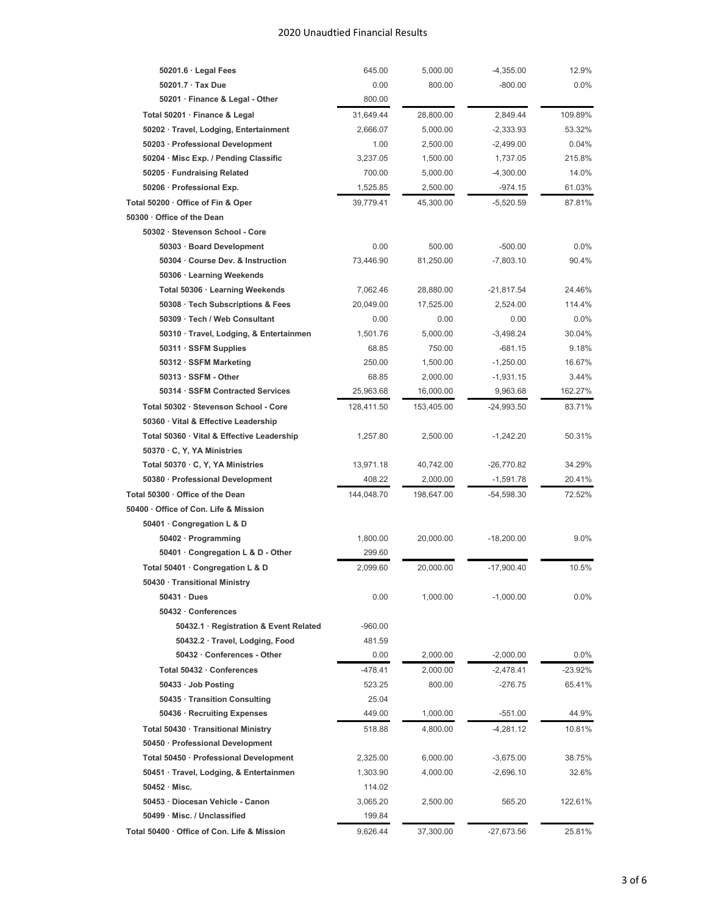| Account | Actual | Budget | $ Over Budget | % of Budget |
|---|---|---|---|---|
| 50201.6 · Legal Fees | 645.00 | 5,000.00 | -4,355.00 | 12.9% |
| 50201.7 · Tax Due | 0.00 | 800.00 | -800.00 | 0.0% |
| 50201 · Finance & Legal - Other | 800.00 | | | |
| Total 50201 · Finance & Legal | 31,649.44 | 28,800.00 | 2,849.44 | 109.89% |
| 50202 · Travel, Lodging, Entertainment | 2,666.07 | 5,000.00 | -2,333.93 | 53.32% |
| 50203 · Professional Development | 1.00 | 2,500.00 | -2,499.00 | 0.04% |
| 50204 · Misc Exp. / Pending Classific | 3,237.05 | 1,500.00 | 1,737.05 | 215.8% |
| 50205 · Fundraising Related | 700.00 | 5,000.00 | -4,300.00 | 14.0% |
| 50206 · Professional Exp. | 1,525.85 | 2,500.00 | -974.15 | 61.03% |
| Total 50200 · Office of Fin & Oper | 39,779.41 | 45,300.00 | -5,520.59 | 87.81% |
| 50300 · Office of the Dean | | | | |
| 50302 · Stevenson School - Core | | | | |
| 50303 · Board Development | 0.00 | 500.00 | -500.00 | 0.0% |
| 50304 · Course Dev. & Instruction | 73,446.90 | 81,250.00 | -7,803.10 | 90.4% |
| 50306 · Learning Weekends | | | | |
| Total 50306 · Learning Weekends | 7,062.46 | 28,880.00 | -21,817.54 | 24.46% |
| 50308 · Tech Subscriptions & Fees | 20,049.00 | 17,525.00 | 2,524.00 | 114.4% |
| 50309 · Tech / Web Consultant | 0.00 | 0.00 | 0.00 | 0.0% |
| 50310 · Travel, Lodging, & Entertainmen | 1,501.76 | 5,000.00 | -3,498.24 | 30.04% |
| 50311 · SSFM Supplies | 68.85 | 750.00 | -681.15 | 9.18% |
| 50312 · SSFM Marketing | 250.00 | 1,500.00 | -1,250.00 | 16.67% |
| 50313 · SSFM - Other | 68.85 | 2,000.00 | -1,931.15 | 3.44% |
| 50314 · SSFM Contracted Services | 25,963.68 | 16,000.00 | 9,963.68 | 162.27% |
| Total 50302 · Stevenson School - Core | 128,411.50 | 153,405.00 | -24,993.50 | 83.71% |
| 50360 · Vital & Effective Leadership | | | | |
| Total 50360 · Vital & Effective Leadership | 1,257.80 | 2,500.00 | -1,242.20 | 50.31% |
| 50370 · C, Y, YA Ministries | | | | |
| Total 50370 · C, Y, YA Ministries | 13,971.18 | 40,742.00 | -26,770.82 | 34.29% |
| 50380 · Professional Development | 408.22 | 2,000.00 | -1,591.78 | 20.41% |
| Total 50300 · Office of the Dean | 144,048.70 | 198,647.00 | -54,598.30 | 72.52% |
| 50400 · Office of Con. Life & Mission | | | | |
| 50401 · Congregation L & D | | | | |
| 50402 · Programming | 1,800.00 | 20,000.00 | -18,200.00 | 9.0% |
| 50401 · Congregation L & D - Other | 299.60 | | | |
| Total 50401 · Congregation L & D | 2,099.60 | 20,000.00 | -17,900.40 | 10.5% |
| 50430 · Transitional Ministry | | | | |
| 50431 · Dues | 0.00 | 1,000.00 | -1,000.00 | 0.0% |
| 50432 · Conferences | | | | |
| 50432.1 · Registration & Event Related | -960.00 | | | |
| 50432.2 · Travel, Lodging, Food | 481.59 | | | |
| 50432 · Conferences - Other | 0.00 | 2,000.00 | -2,000.00 | 0.0% |
| Total 50432 · Conferences | -478.41 | 2,000.00 | -2,478.41 | -23.92% |
| 50433 · Job Posting | 523.25 | 800.00 | -276.75 | 65.41% |
| 50435 · Transition Consulting | 25.04 | | | |
| 50436 · Recruiting Expenses | 449.00 | 1,000.00 | -551.00 | 44.9% |
| Total 50430 · Transitional Ministry | 518.88 | 4,800.00 | -4,281.12 | 10.81% |
| 50450 · Professional Development | | | | |
| Total 50450 · Professional Development | 2,325.00 | 6,000.00 | -3,675.00 | 38.75% |
| 50451 · Travel, Lodging, & Entertainmen | 1,303.90 | 4,000.00 | -2,696.10 | 32.6% |
| 50452 · Misc. | 114.02 | | | |
| 50453 · Diocesan Vehicle - Canon | 3,065.20 | 2,500.00 | 565.20 | 122.61% |
| 50499 · Misc. / Unclassified | 199.84 | | | |
| Total 50400 · Office of Con. Life & Mission | 9,626.44 | 37,300.00 | -27,673.56 | 25.81% |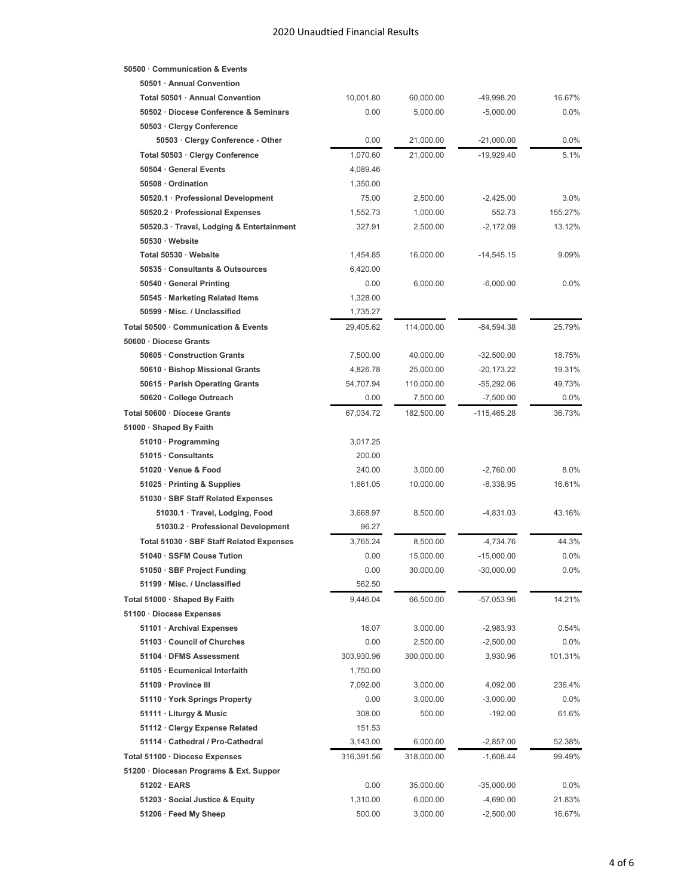| Account | Actual | Budget | $ Over Budget | % of Budget |
|---|---|---|---|---|
| **50500 · Communication & Events** | | | | |
| **50501 · Annual Convention** | | | | |
| **Total 50501 · Annual Convention** | 10,001.80 | 60,000.00 | -49,998.20 | 16.67% |
| **50502 · Diocese Conference & Seminars** | 0.00 | 5,000.00 | -5,000.00 | 0.0% |
| **50503 · Clergy Conference** | | | | |
| **50503 · Clergy Conference - Other** | 0.00 | 21,000.00 | -21,000.00 | 0.0% |
| **Total 50503 · Clergy Conference** | 1,070.60 | 21,000.00 | -19,929.40 | 5.1% |
| **50504 · General Events** | 4,089.46 | | | |
| **50508 · Ordination** | 1,350.00 | | | |
| **50520.1 · Professional Development** | 75.00 | 2,500.00 | -2,425.00 | 3.0% |
| **50520.2 · Professional Expenses** | 1,552.73 | 1,000.00 | 552.73 | 155.27% |
| **50520.3 · Travel, Lodging & Entertainment** | 327.91 | 2,500.00 | -2,172.09 | 13.12% |
| **50530 · Website** | | | | |
| **Total 50530 · Website** | 1,454.85 | 16,000.00 | -14,545.15 | 9.09% |
| **50535 · Consultants & Outsources** | 6,420.00 | | | |
| **50540 · General Printing** | 0.00 | 6,000.00 | -6,000.00 | 0.0% |
| **50545 · Marketing Related Items** | 1,328.00 | | | |
| **50599 · Misc. / Unclassified** | 1,735.27 | | | |
| **Total 50500 · Communication & Events** | 29,405.62 | 114,000.00 | -84,594.38 | 25.79% |
| **50600 · Diocese Grants** | | | | |
| **50605 · Construction Grants** | 7,500.00 | 40,000.00 | -32,500.00 | 18.75% |
| **50610 · Bishop Missional Grants** | 4,826.78 | 25,000.00 | -20,173.22 | 19.31% |
| **50615 · Parish Operating Grants** | 54,707.94 | 110,000.00 | -55,292.06 | 49.73% |
| **50620 · College Outreach** | 0.00 | 7,500.00 | -7,500.00 | 0.0% |
| **Total 50600 · Diocese Grants** | 67,034.72 | 182,500.00 | -115,465.28 | 36.73% |
| **51000 · Shaped By Faith** | | | | |
| **51010 · Programming** | 3,017.25 | | | |
| **51015 · Consultants** | 200.00 | | | |
| **51020 · Venue & Food** | 240.00 | 3,000.00 | -2,760.00 | 8.0% |
| **51025 · Printing & Supplies** | 1,661.05 | 10,000.00 | -8,338.95 | 16.61% |
| **51030 · SBF Staff Related Expenses** | | | | |
| **51030.1 · Travel, Lodging, Food** | 3,668.97 | 8,500.00 | -4,831.03 | 43.16% |
| **51030.2 · Professional Development** | 96.27 | | | |
| **Total 51030 · SBF Staff Related Expenses** | 3,765.24 | 8,500.00 | -4,734.76 | 44.3% |
| **51040 · SSFM Couse Tution** | 0.00 | 15,000.00 | -15,000.00 | 0.0% |
| **51050 · SBF Project Funding** | 0.00 | 30,000.00 | -30,000.00 | 0.0% |
| **51199 · Misc. / Unclassified** | 562.50 | | | |
| **Total 51000 · Shaped By Faith** | 9,446.04 | 66,500.00 | -57,053.96 | 14.21% |
| **51100 · Diocese Expenses** | | | | |
| **51101 · Archival Expenses** | 16.07 | 3,000.00 | -2,983.93 | 0.54% |
| **51103 · Council of Churches** | 0.00 | 2,500.00 | -2,500.00 | 0.0% |
| **51104 · DFMS Assessment** | 303,930.96 | 300,000.00 | 3,930.96 | 101.31% |
| **51105 · Ecumenical Interfaith** | 1,750.00 | | | |
| **51109 · Province III** | 7,092.00 | 3,000.00 | 4,092.00 | 236.4% |
| **51110 · York Springs Property** | 0.00 | 3,000.00 | -3,000.00 | 0.0% |
| **51111 · Liturgy & Music** | 308.00 | 500.00 | -192.00 | 61.6% |
| **51112 · Clergy Expense Related** | 151.53 | | | |
| **51114 · Cathedral / Pro-Cathedral** | 3,143.00 | 6,000.00 | -2,857.00 | 52.38% |
| **Total 51100 · Diocese Expenses** | 316,391.56 | 318,000.00 | -1,608.44 | 99.49% |
| **51200 · Diocesan Programs & Ext. Suppor** | | | | |
| **51202 · EARS** | 0.00 | 35,000.00 | -35,000.00 | 0.0% |
| **51203 · Social Justice & Equity** | 1,310.00 | 6,000.00 | -4,690.00 | 21.83% |
| **51206 · Feed My Sheep** | 500.00 | 3,000.00 | -2,500.00 | 16.67% |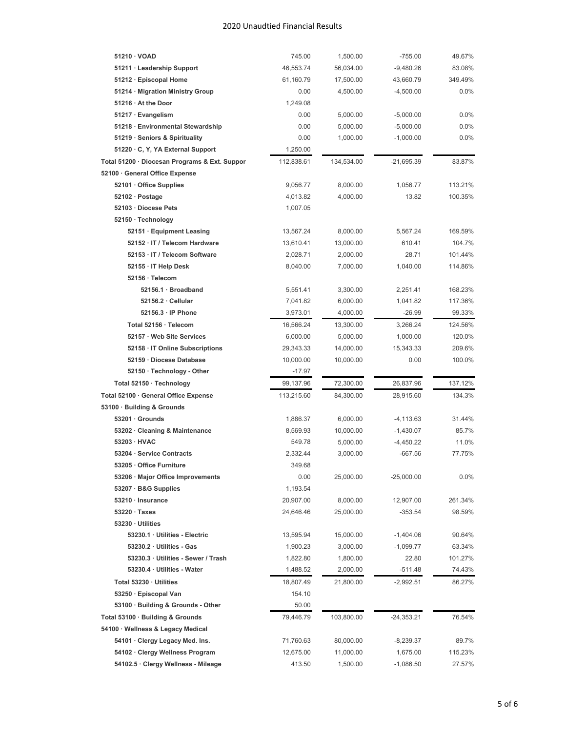| Account | Actual | Budget | $ Over Budget | % of Budget |
|---|---|---|---|---|
| 51210 · VOAD | 745.00 | 1,500.00 | -755.00 | 49.67% |
| 51211 · Leadership Support | 46,553.74 | 56,034.00 | -9,480.26 | 83.08% |
| 51212 · Episcopal Home | 61,160.79 | 17,500.00 | 43,660.79 | 349.49% |
| 51214 · Migration Ministry Group | 0.00 | 4,500.00 | -4,500.00 | 0.0% |
| 51216 · At the Door | 1,249.08 | | | |
| 51217 · Evangelism | 0.00 | 5,000.00 | -5,000.00 | 0.0% |
| 51218 · Environmental Stewardship | 0.00 | 5,000.00 | -5,000.00 | 0.0% |
| 51219 · Seniors & Spirituality | 0.00 | 1,000.00 | -1,000.00 | 0.0% |
| 51220 · C, Y, YA External Support | 1,250.00 | | | |
| Total 51200 · Diocesan Programs & Ext. Suppor | 112,838.61 | 134,534.00 | -21,695.39 | 83.87% |
| 52100 · General Office Expense | | | | |
| 52101 · Office Supplies | 9,056.77 | 8,000.00 | 1,056.77 | 113.21% |
| 52102 · Postage | 4,013.82 | 4,000.00 | 13.82 | 100.35% |
| 52103 · Diocese Pets | 1,007.05 | | | |
| 52150 · Technology | | | | |
| 52151 · Equipment Leasing | 13,567.24 | 8,000.00 | 5,567.24 | 169.59% |
| 52152 · IT / Telecom Hardware | 13,610.41 | 13,000.00 | 610.41 | 104.7% |
| 52153 · IT / Telecom Software | 2,028.71 | 2,000.00 | 28.71 | 101.44% |
| 52155 · IT Help Desk | 8,040.00 | 7,000.00 | 1,040.00 | 114.86% |
| 52156 · Telecom | | | | |
| 52156.1 · Broadband | 5,551.41 | 3,300.00 | 2,251.41 | 168.23% |
| 52156.2 · Cellular | 7,041.82 | 6,000.00 | 1,041.82 | 117.36% |
| 52156.3 · IP Phone | 3,973.01 | 4,000.00 | -26.99 | 99.33% |
| Total 52156 · Telecom | 16,566.24 | 13,300.00 | 3,266.24 | 124.56% |
| 52157 · Web Site Services | 6,000.00 | 5,000.00 | 1,000.00 | 120.0% |
| 52158 · IT Online Subscriptions | 29,343.33 | 14,000.00 | 15,343.33 | 209.6% |
| 52159 · Diocese Database | 10,000.00 | 10,000.00 | 0.00 | 100.0% |
| 52150 · Technology - Other | -17.97 | | | |
| Total 52150 · Technology | 99,137.96 | 72,300.00 | 26,837.96 | 137.12% |
| Total 52100 · General Office Expense | 113,215.60 | 84,300.00 | 28,915.60 | 134.3% |
| 53100 · Building & Grounds | | | | |
| 53201 · Grounds | 1,886.37 | 6,000.00 | -4,113.63 | 31.44% |
| 53202 · Cleaning & Maintenance | 8,569.93 | 10,000.00 | -1,430.07 | 85.7% |
| 53203 · HVAC | 549.78 | 5,000.00 | -4,450.22 | 11.0% |
| 53204 · Service Contracts | 2,332.44 | 3,000.00 | -667.56 | 77.75% |
| 53205 · Office Furniture | 349.68 | | | |
| 53206 · Major Office Improvements | 0.00 | 25,000.00 | -25,000.00 | 0.0% |
| 53207 · B&G Supplies | 1,193.54 | | | |
| 53210 · Insurance | 20,907.00 | 8,000.00 | 12,907.00 | 261.34% |
| 53220 · Taxes | 24,646.46 | 25,000.00 | -353.54 | 98.59% |
| 53230 · Utilities | | | | |
| 53230.1 · Utilities - Electric | 13,595.94 | 15,000.00 | -1,404.06 | 90.64% |
| 53230.2 · Utilities - Gas | 1,900.23 | 3,000.00 | -1,099.77 | 63.34% |
| 53230.3 · Utilities - Sewer / Trash | 1,822.80 | 1,800.00 | 22.80 | 101.27% |
| 53230.4 · Utilities - Water | 1,488.52 | 2,000.00 | -511.48 | 74.43% |
| Total 53230 · Utilities | 18,807.49 | 21,800.00 | -2,992.51 | 86.27% |
| 53250 · Episcopal Van | 154.10 | | | |
| 53100 · Building & Grounds - Other | 50.00 | | | |
| Total 53100 · Building & Grounds | 79,446.79 | 103,800.00 | -24,353.21 | 76.54% |
| 54100 · Wellness & Legacy Medical | | | | |
| 54101 · Clergy Legacy Med. Ins. | 71,760.63 | 80,000.00 | -8,239.37 | 89.7% |
| 54102 · Clergy Wellness Program | 12,675.00 | 11,000.00 | 1,675.00 | 115.23% |
| 54102.5 · Clergy Wellness - Mileage | 413.50 | 1,500.00 | -1,086.50 | 27.57% |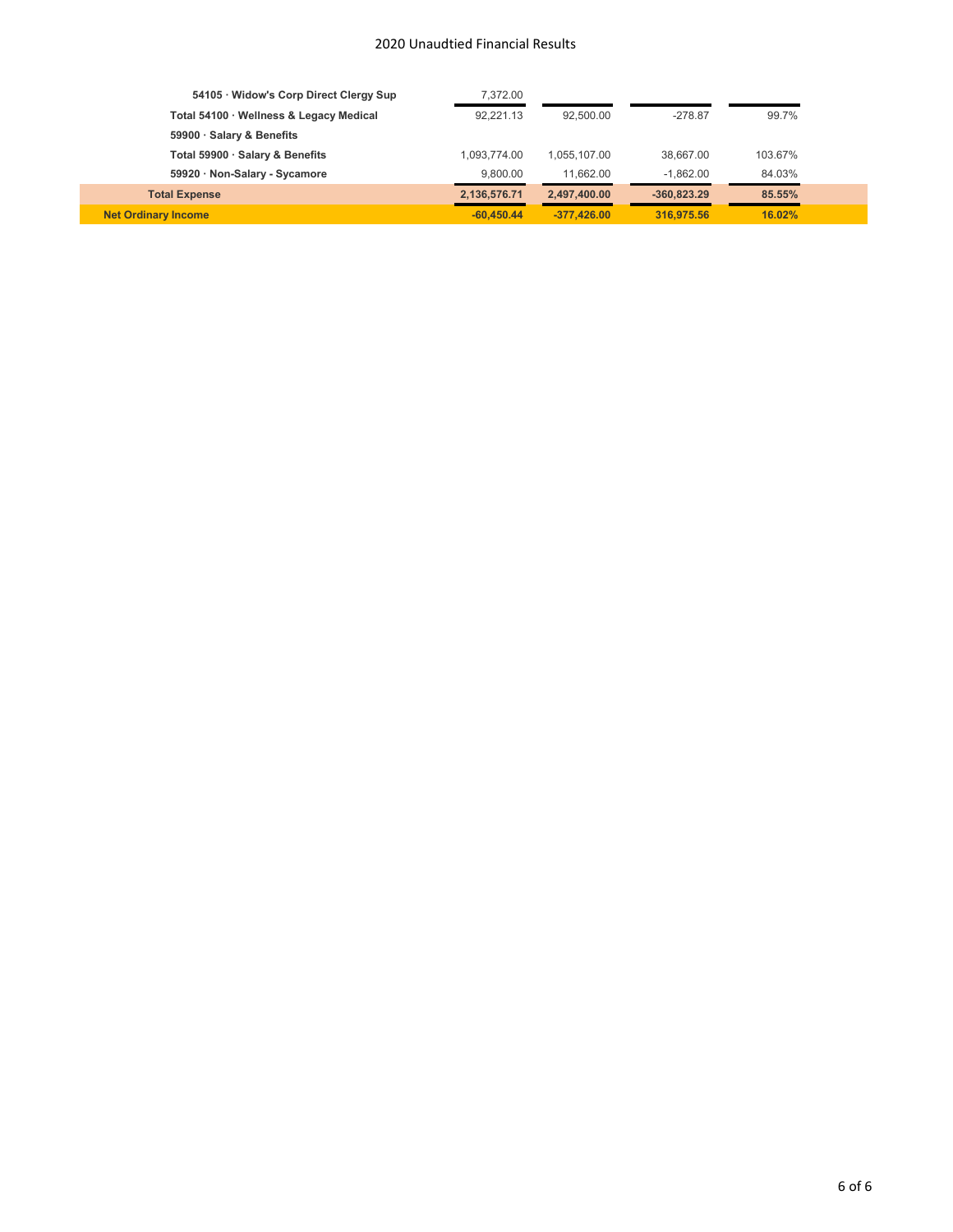| | | | | |
|---|---|---|---|---|
| **54105 · Widow's Corp Direct Clergy Sup** | 7,372.00 | | | |
| **Total 54100 · Wellness & Legacy Medical** | 92,221.13 | 92,500.00 | -278.87 | 99.7% |
| **59900 · Salary & Benefits** | | | | |
| **Total 59900 · Salary & Benefits** | 1,093,774.00 | 1,055,107.00 | 38,667.00 | 103.67% |
| **59920 · Non-Salary - Sycamore** | 9,800.00 | 11,662.00 | -1,862.00 | 84.03% |
| **Total Expense** | **2,136,576.71** | **2,497,400.00** | **-360,823.29** | **85.55%** |
| **Net Ordinary Income** | **-60,450.44** | **-377,426.00** | **316,975.56** | **16.02%** |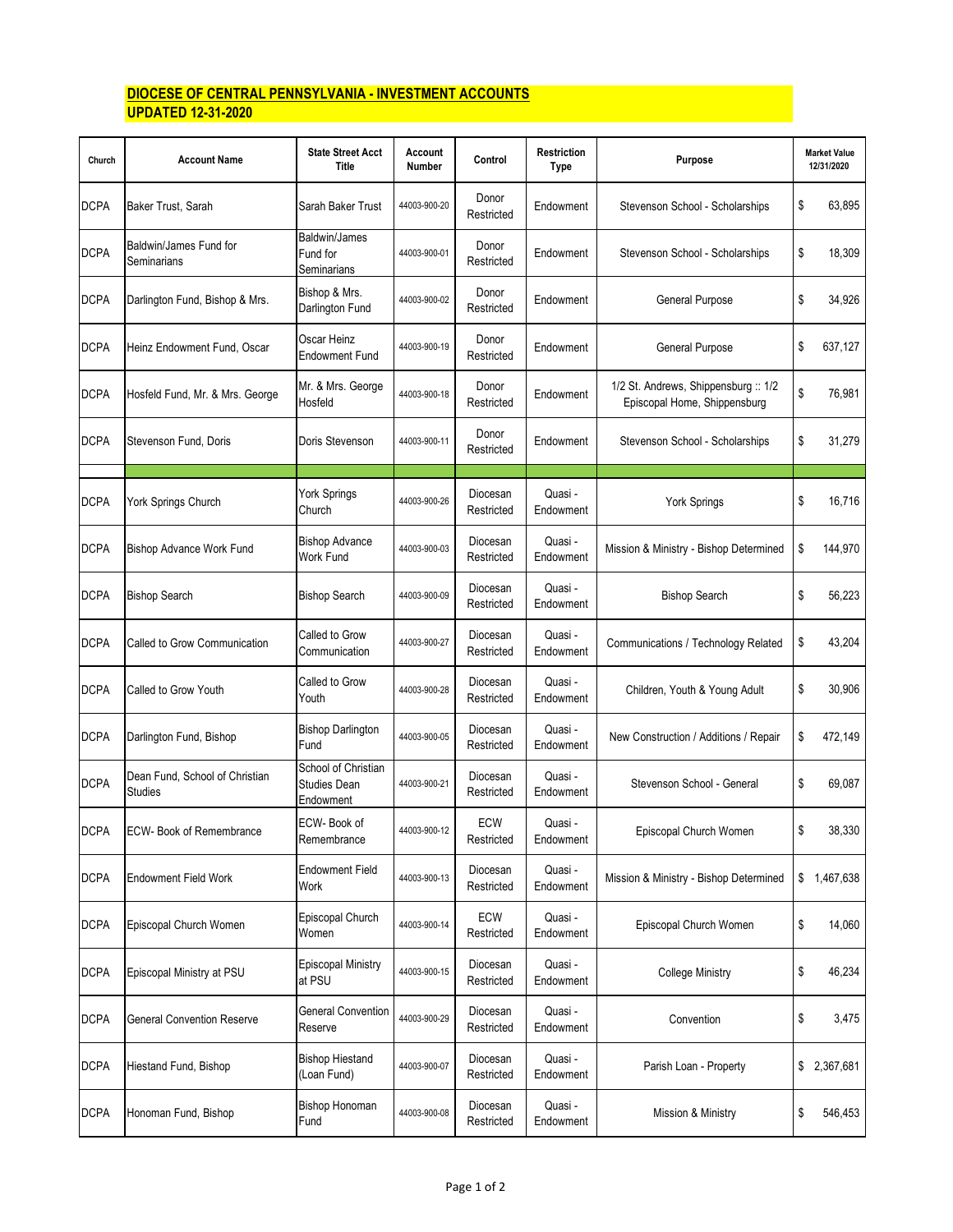**DIOCESE OF CENTRAL PENNSYLVANIA - INVESTMENT ACCOUNTS**
**UPDATED 12-31-2020**

| Church | Account Name | State Street Acct Title | Account Number | Control | Restriction Type | Purpose | Market Value 12/31/2020 |
|---|---|---|---|---|---|---|---|
| DCPA | Baker Trust, Sarah | Sarah Baker Trust | 44003-900-20 | Donor Restricted | Endowment | Stevenson School - Scholarships | $ 63,895 |
| DCPA | Baldwin/James Fund for Seminarians | Baldwin/James Fund for Seminarians | 44003-900-01 | Donor Restricted | Endowment | Stevenson School - Scholarships | $ 18,309 |
| DCPA | Darlington Fund, Bishop & Mrs. | Bishop & Mrs. Darlington Fund | 44003-900-02 | Donor Restricted | Endowment | General Purpose | $ 34,926 |
| DCPA | Heinz Endowment Fund, Oscar | Oscar Heinz Endowment Fund | 44003-900-19 | Donor Restricted | Endowment | General Purpose | $ 637,127 |
| DCPA | Hosfeld Fund, Mr. & Mrs. George | Mr. & Mrs. George Hosfeld | 44003-900-18 | Donor Restricted | Endowment | 1/2 St. Andrews, Shippensburg :: 1/2 Episcopal Home, Shippensburg | $ 76,981 |
| DCPA | Stevenson Fund, Doris | Doris Stevenson | 44003-900-11 | Donor Restricted | Endowment | Stevenson School - Scholarships | $ 31,279 |
| | | | | | | | |
| DCPA | York Springs Church | York Springs Church | 44003-900-26 | Diocesan Restricted | Quasi - Endowment | York Springs | $ 16,716 |
| DCPA | Bishop Advance Work Fund | Bishop Advance Work Fund | 44003-900-03 | Diocesan Restricted | Quasi - Endowment | Mission & Ministry - Bishop Determined | $ 144,970 |
| DCPA | Bishop Search | Bishop Search | 44003-900-09 | Diocesan Restricted | Quasi - Endowment | Bishop Search | $ 56,223 |
| DCPA | Called to Grow Communication | Called to Grow Communication | 44003-900-27 | Diocesan Restricted | Quasi - Endowment | Communications / Technology Related | $ 43,204 |
| DCPA | Called to Grow Youth | Called to Grow Youth | 44003-900-28 | Diocesan Restricted | Quasi - Endowment | Children, Youth & Young Adult | $ 30,906 |
| DCPA | Darlington Fund, Bishop | Bishop Darlington Fund | 44003-900-05 | Diocesan Restricted | Quasi - Endowment | New Construction / Additions / Repair | $ 472,149 |
| DCPA | Dean Fund, School of Christian Studies | School of Christian Studies Dean Endowment | 44003-900-21 | Diocesan Restricted | Quasi - Endowment | Stevenson School - General | $ 69,087 |
| DCPA | ECW- Book of Remembrance | ECW- Book of Remembrance | 44003-900-12 | ECW Restricted | Quasi - Endowment | Episcopal Church Women | $ 38,330 |
| DCPA | Endowment Field Work | Endowment Field Work | 44003-900-13 | Diocesan Restricted | Quasi - Endowment | Mission & Ministry - Bishop Determined | $ 1,467,638 |
| DCPA | Episcopal Church Women | Episcopal Church Women | 44003-900-14 | ECW Restricted | Quasi - Endowment | Episcopal Church Women | $ 14,060 |
| DCPA | Episcopal Ministry at PSU | Episcopal Ministry at PSU | 44003-900-15 | Diocesan Restricted | Quasi - Endowment | College Ministry | $ 46,234 |
| DCPA | General Convention Reserve | General Convention Reserve | 44003-900-29 | Diocesan Restricted | Quasi - Endowment | Convention | $ 3,475 |
| DCPA | Hiestand Fund, Bishop | Bishop Hiestand (Loan Fund) | 44003-900-07 | Diocesan Restricted | Quasi - Endowment | Parish Loan - Property | $ 2,367,681 |
| DCPA | Honoman Fund, Bishop | Bishop Honoman Fund | 44003-900-08 | Diocesan Restricted | Quasi - Endowment | Mission & Ministry | $ 546,453 |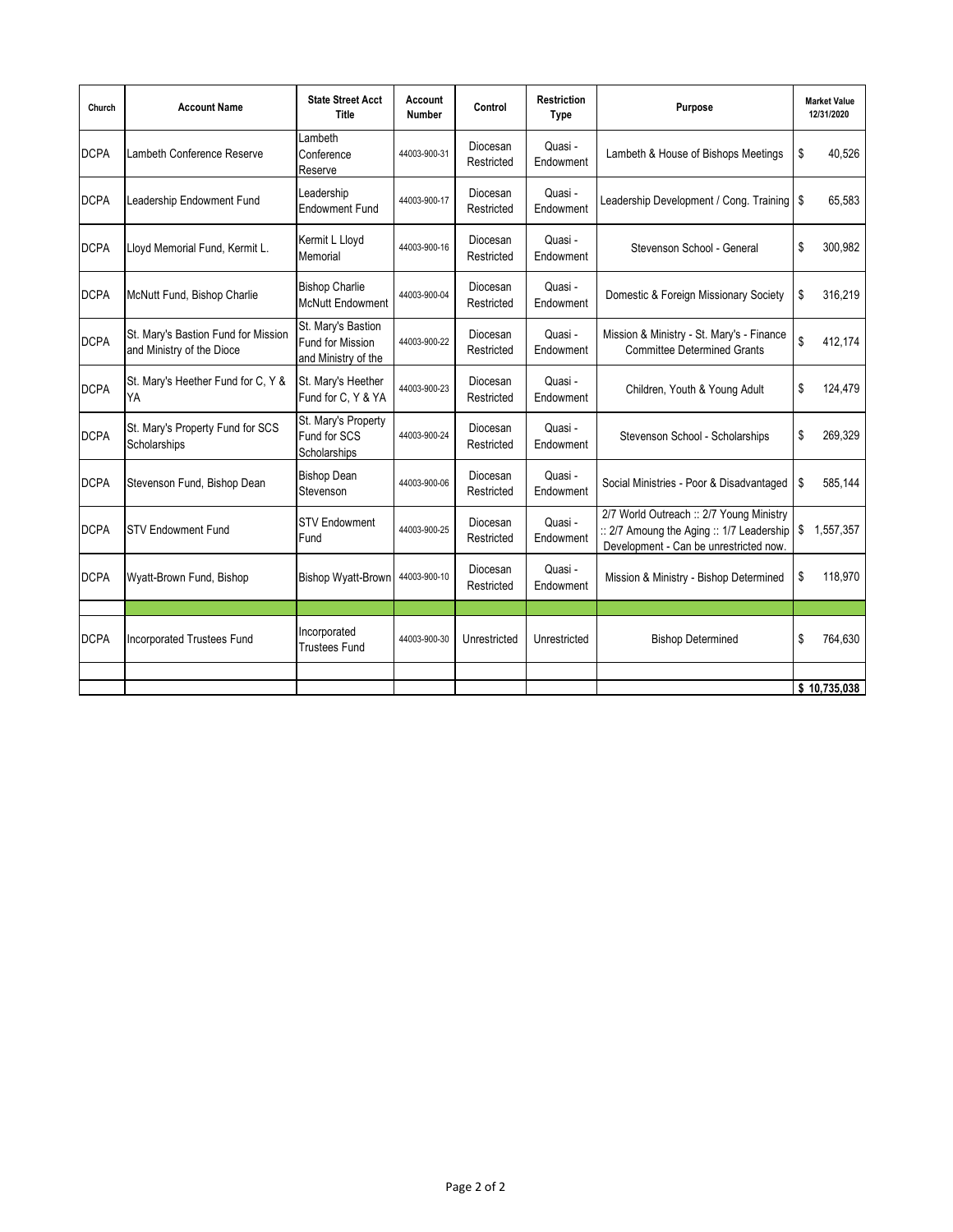| Church | Account Name | State Street Acct Title | Account Number | Control | Restriction Type | Purpose | Market Value 12/31/2020 |
|---|---|---|---|---|---|---|---|
| DCPA | Lambeth Conference Reserve | Lambeth Conference Reserve | 44003-900-31 | Diocesan Restricted | Quasi - Endowment | Lambeth & House of Bishops Meetings | $ 40,526 |
| DCPA | Leadership Endowment Fund | Leadership Endowment Fund | 44003-900-17 | Diocesan Restricted | Quasi - Endowment | Leadership Development / Cong. Training | $ 65,583 |
| DCPA | Lloyd Memorial Fund, Kermit L. | Kermit L Lloyd Memorial | 44003-900-16 | Diocesan Restricted | Quasi - Endowment | Stevenson School - General | $ 300,982 |
| DCPA | McNutt Fund, Bishop Charlie | Bishop Charlie McNutt Endowment | 44003-900-04 | Diocesan Restricted | Quasi - Endowment | Domestic & Foreign Missionary Society | $ 316,219 |
| DCPA | St. Mary's Bastion Fund for Mission and Ministry of the Dioce | St. Mary's Bastion Fund for Mission and Ministry of the | 44003-900-22 | Diocesan Restricted | Quasi - Endowment | Mission & Ministry - St. Mary's - Finance Committee Determined Grants | $ 412,174 |
| DCPA | St. Mary's Heether Fund for C, Y & YA | St. Mary's Heether Fund for C, Y & YA | 44003-900-23 | Diocesan Restricted | Quasi - Endowment | Children, Youth & Young Adult | $ 124,479 |
| DCPA | St. Mary's Property Fund for SCS Scholarships | St. Mary's Property Fund for SCS Scholarships | 44003-900-24 | Diocesan Restricted | Quasi - Endowment | Stevenson School - Scholarships | $ 269,329 |
| DCPA | Stevenson Fund, Bishop Dean | Bishop Dean Stevenson | 44003-900-06 | Diocesan Restricted | Quasi - Endowment | Social Ministries - Poor & Disadvantaged | $ 585,144 |
| DCPA | STV Endowment Fund | STV Endowment Fund | 44003-900-25 | Diocesan Restricted | Quasi - Endowment | 2/7 World Outreach :: 2/7 Young Ministry :: 2/7 Amoung the Aging :: 1/7 Leadership Development - Can be unrestricted now. | $ 1,557,357 |
| DCPA | Wyatt-Brown Fund, Bishop | Bishop Wyatt-Brown | 44003-900-10 | Diocesan Restricted | Quasi - Endowment | Mission & Ministry - Bishop Determined | $ 118,970 |
| | | | | | | | |
| DCPA | Incorporated Trustees Fund | Incorporated Trustees Fund | 44003-900-30 | Unrestricted | Unrestricted | Bishop Determined | $ 764,630 |
| | | | | | | | |
| | | | | | | | **$ 10,735,038** |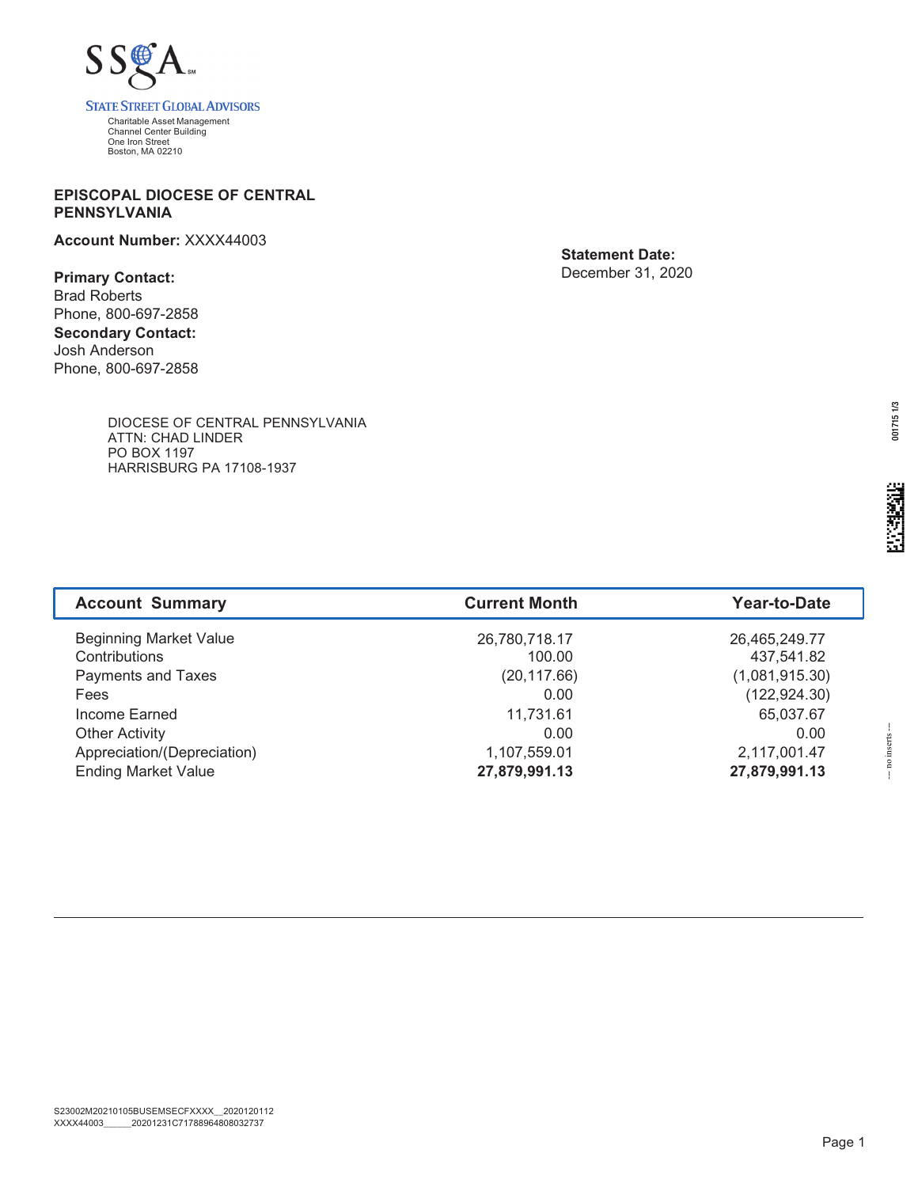SSgA

STATE STREET GLOBAL ADVISORS

Charitable Asset Management
Channel Center Building
One Iron Street
Boston, MA 02210

**EPISCOPAL DIOCESE OF CENTRAL PENNSYLVANIA**

**Account Number:** XXXX44003

**Statement Date:**
December 31, 2020

**Primary Contact:**
Brad Roberts
Phone, 800-697-2858

**Secondary Contact:**
Josh Anderson
Phone, 800-697-2858

DIOCESE OF CENTRAL PENNSYLVANIA
ATTN: CHAD LINDER
PO BOX 1197
HARRISBURG PA 17108-1937

| Account Summary | Current Month | Year-to-Date |
|---|---|---|
| Beginning Market Value | 26,780,718.17 | 26,465,249.77 |
| Contributions | 100.00 | 437,541.82 |
| Payments and Taxes | (20,117.66) | (1,081,915.30) |
| Fees | 0.00 | (122,924.30) |
| Income Earned | 11,731.61 | 65,037.67 |
| Other Activity | 0.00 | 0.00 |
| Appreciation/(Depreciation) | 1,107,559.01 | 2,117,001.47 |
| Ending Market Value | **27,879,991.13** | **27,879,991.13** |

S23002M20210105BUSEMSECFXXXX__2020120112
XXXX44003______20201231C71788964808032737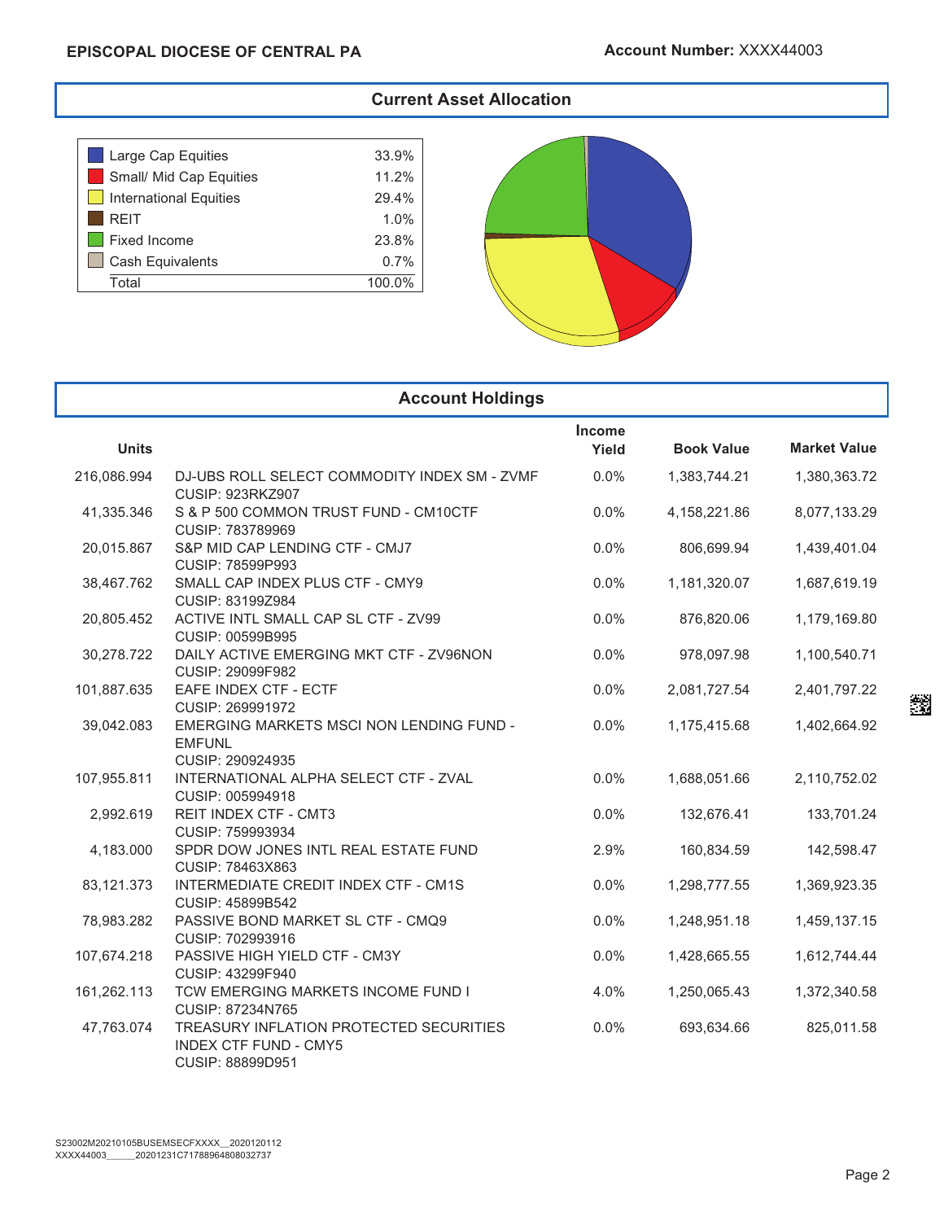**EPISCOPAL DIOCESE OF CENTRAL PA** **Account Number:** XXXX44003

## Current Asset Allocation

| | |
|---|---|
| Large Cap Equities | 33.9% |
| Small/ Mid Cap Equities | 11.2% |
| International Equities | 29.4% |
| REIT | 1.0% |
| Fixed Income | 23.8% |
| Cash Equivalents | 0.7% |
| Total | 100.0% |

## Account Holdings

| Units | | Income Yield | Book Value | Market Value |
|---|---|---|---|---|
| 216,086.994 | DJ-UBS ROLL SELECT COMMODITY INDEX SM - ZVMF CUSIP: 923RKZ907 | 0.0% | 1,383,744.21 | 1,380,363.72 |
| 41,335.346 | S & P 500 COMMON TRUST FUND - CM10CTF CUSIP: 783789969 | 0.0% | 4,158,221.86 | 8,077,133.29 |
| 20,015.867 | S&P MID CAP LENDING CTF - CMJ7 CUSIP: 78599P993 | 0.0% | 806,699.94 | 1,439,401.04 |
| 38,467.762 | SMALL CAP INDEX PLUS CTF - CMY9 CUSIP: 83199Z984 | 0.0% | 1,181,320.07 | 1,687,619.19 |
| 20,805.452 | ACTIVE INTL SMALL CAP SL CTF - ZV99 CUSIP: 00599B995 | 0.0% | 876,820.06 | 1,179,169.80 |
| 30,278.722 | DAILY ACTIVE EMERGING MKT CTF - ZV96NON CUSIP: 29099F982 | 0.0% | 978,097.98 | 1,100,540.71 |
| 101,887.635 | EAFE INDEX CTF - ECTF CUSIP: 269991972 | 0.0% | 2,081,727.54 | 2,401,797.22 |
| 39,042.083 | EMERGING MARKETS MSCI NON LENDING FUND - EMFUNL CUSIP: 290924935 | 0.0% | 1,175,415.68 | 1,402,664.92 |
| 107,955.811 | INTERNATIONAL ALPHA SELECT CTF - ZVAL CUSIP: 005994918 | 0.0% | 1,688,051.66 | 2,110,752.02 |
| 2,992.619 | REIT INDEX CTF - CMT3 CUSIP: 759993934 | 0.0% | 132,676.41 | 133,701.24 |
| 4,183.000 | SPDR DOW JONES INTL REAL ESTATE FUND CUSIP: 78463X863 | 2.9% | 160,834.59 | 142,598.47 |
| 83,121.373 | INTERMEDIATE CREDIT INDEX CTF - CM1S CUSIP: 45899B542 | 0.0% | 1,298,777.55 | 1,369,923.35 |
| 78,983.282 | PASSIVE BOND MARKET SL CTF - CMQ9 CUSIP: 702993916 | 0.0% | 1,248,951.18 | 1,459,137.15 |
| 107,674.218 | PASSIVE HIGH YIELD CTF - CM3Y CUSIP: 43299F940 | 0.0% | 1,428,665.55 | 1,612,744.44 |
| 161,262.113 | TCW EMERGING MARKETS INCOME FUND I CUSIP: 87234N765 | 4.0% | 1,250,065.43 | 1,372,340.58 |
| 47,763.074 | TREASURY INFLATION PROTECTED SECURITIES INDEX CTF FUND - CMY5 CUSIP: 88899D951 | 0.0% | 693,634.66 | 825,011.58 |

S23002M20210105BUSEMSECFXXXX__2020120112
XXXX44003______20201231C71788964808032737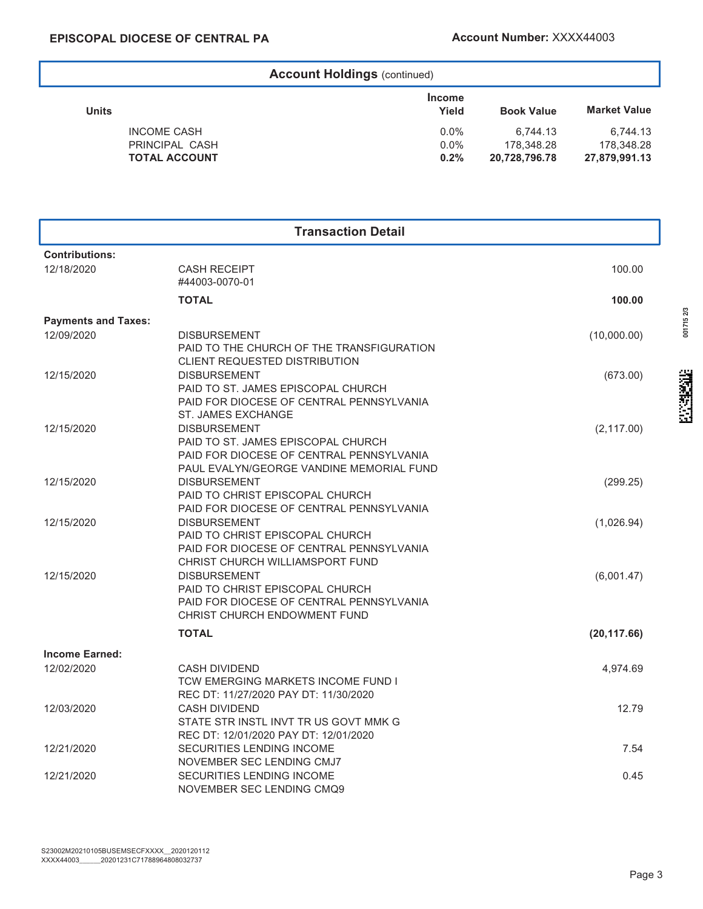EPISCOPAL DIOCESE OF CENTRAL PA — Account Number: XXXX44003

## Account Holdings (continued)

| Units | | Income Yield | Book Value | Market Value |
|---|---|---|---|---|
| | INCOME CASH | 0.0% | 6,744.13 | 6,744.13 |
| | PRINCIPAL CASH | 0.0% | 178,348.28 | 178,348.28 |
| | **TOTAL ACCOUNT** | **0.2%** | **20,728,796.78** | **27,879,991.13** |

## Transaction Detail

| | | |
|---|---|---|
| **Contributions:** | | |
| 12/18/2020 | CASH RECEIPT<br>#44003-0070-01 | 100.00 |
| | **TOTAL** | **100.00** |
| **Payments and Taxes:** | | |
| 12/09/2020 | DISBURSEMENT<br>PAID TO THE CHURCH OF THE TRANSFIGURATION<br>CLIENT REQUESTED DISTRIBUTION | (10,000.00) |
| 12/15/2020 | DISBURSEMENT<br>PAID TO ST. JAMES EPISCOPAL CHURCH<br>PAID FOR DIOCESE OF CENTRAL PENNSYLVANIA<br>ST. JAMES EXCHANGE | (673.00) |
| 12/15/2020 | DISBURSEMENT<br>PAID TO ST. JAMES EPISCOPAL CHURCH<br>PAID FOR DIOCESE OF CENTRAL PENNSYLVANIA<br>PAUL EVALYN/GEORGE VANDINE MEMORIAL FUND | (2,117.00) |
| 12/15/2020 | DISBURSEMENT<br>PAID TO CHRIST EPISCOPAL CHURCH<br>PAID FOR DIOCESE OF CENTRAL PENNSYLVANIA | (299.25) |
| 12/15/2020 | DISBURSEMENT<br>PAID TO CHRIST EPISCOPAL CHURCH<br>PAID FOR DIOCESE OF CENTRAL PENNSYLVANIA<br>CHRIST CHURCH WILLIAMSPORT FUND | (1,026.94) |
| 12/15/2020 | DISBURSEMENT<br>PAID TO CHRIST EPISCOPAL CHURCH<br>PAID FOR DIOCESE OF CENTRAL PENNSYLVANIA<br>CHRIST CHURCH ENDOWMENT FUND | (6,001.47) |
| | **TOTAL** | **(20,117.66)** |
| **Income Earned:** | | |
| 12/02/2020 | CASH DIVIDEND<br>TCW EMERGING MARKETS INCOME FUND I<br>REC DT: 11/27/2020 PAY DT: 11/30/2020 | 4,974.69 |
| 12/03/2020 | CASH DIVIDEND<br>STATE STR INSTL INVT TR US GOVT MMK G<br>REC DT: 12/01/2020 PAY DT: 12/01/2020 | 12.79 |
| 12/21/2020 | SECURITIES LENDING INCOME<br>NOVEMBER SEC LENDING CMJ7 | 7.54 |
| 12/21/2020 | SECURITIES LENDING INCOME<br>NOVEMBER SEC LENDING CMQ9 | 0.45 |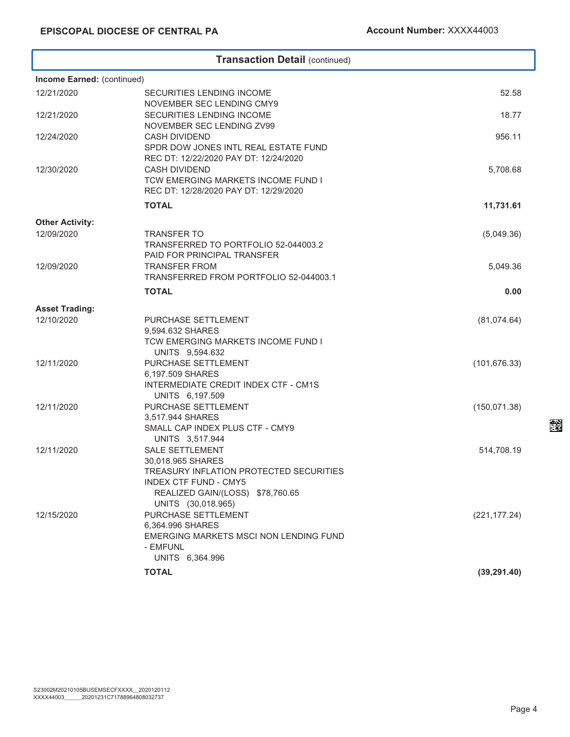**EPISCOPAL DIOCESE OF CENTRAL PA** **Account Number:** XXXX44003

## Transaction Detail (continued)

**Income Earned:** (continued)

| Date | Description | Amount |
|---|---|---|
| 12/21/2020 | SECURITIES LENDING INCOME<br>NOVEMBER SEC LENDING CMY9 | 52.58 |
| 12/21/2020 | SECURITIES LENDING INCOME<br>NOVEMBER SEC LENDING ZV99 | 18.77 |
| 12/24/2020 | CASH DIVIDEND<br>SPDR DOW JONES INTL REAL ESTATE FUND<br>REC DT: 12/22/2020 PAY DT: 12/24/2020 | 956.11 |
| 12/30/2020 | CASH DIVIDEND<br>TCW EMERGING MARKETS INCOME FUND I<br>REC DT: 12/28/2020 PAY DT: 12/29/2020 | 5,708.68 |
| | **TOTAL** | **11,731.61** |

**Other Activity:**

| Date | Description | Amount |
|---|---|---|
| 12/09/2020 | TRANSFER TO<br>TRANSFERRED TO PORTFOLIO 52-044003.2<br>PAID FOR PRINCIPAL TRANSFER | (5,049.36) |
| 12/09/2020 | TRANSFER FROM<br>TRANSFERRED FROM PORTFOLIO 52-044003.1 | 5,049.36 |
| | **TOTAL** | **0.00** |

**Asset Trading:**

| Date | Description | Amount |
|---|---|---|
| 12/10/2020 | PURCHASE SETTLEMENT<br>9,594.632 SHARES<br>TCW EMERGING MARKETS INCOME FUND I<br>UNITS 9,594.632 | (81,074.64) |
| 12/11/2020 | PURCHASE SETTLEMENT<br>6,197.509 SHARES<br>INTERMEDIATE CREDIT INDEX CTF - CM1S<br>UNITS 6,197.509 | (101,676.33) |
| 12/11/2020 | PURCHASE SETTLEMENT<br>3,517.944 SHARES<br>SMALL CAP INDEX PLUS CTF - CMY9<br>UNITS 3,517.944 | (150,071.38) |
| 12/11/2020 | SALE SETTLEMENT<br>30,018.965 SHARES<br>TREASURY INFLATION PROTECTED SECURITIES<br>INDEX CTF FUND - CMY5<br>REALIZED GAIN/(LOSS) $78,760.65<br>UNITS (30,018.965) | 514,708.19 |
| 12/15/2020 | PURCHASE SETTLEMENT<br>6,364.996 SHARES<br>EMERGING MARKETS MSCI NON LENDING FUND<br>- EMFUNL<br>UNITS 6,364.996 | (221,177.24) |
| | **TOTAL** | **(39,291.40)** |

S23002M20210105BUSEMSECFXXXX__2020120112
XXXX44003______20201231C71788964808032737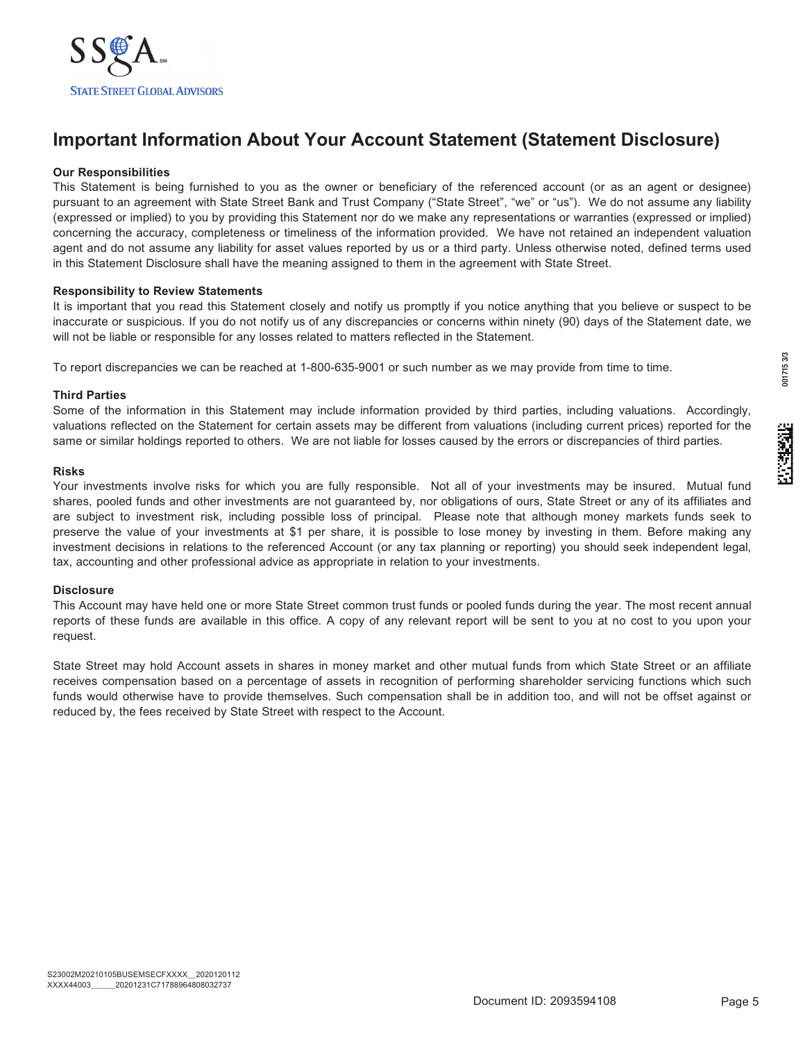SSgA

STATE STREET GLOBAL ADVISORS

# Important Information About Your Account Statement (Statement Disclosure)

**Our Responsibilities**

This Statement is being furnished to you as the owner or beneficiary of the referenced account (or as an agent or designee) pursuant to an agreement with State Street Bank and Trust Company ("State Street", "we" or "us"). We do not assume any liability (expressed or implied) to you by providing this Statement nor do we make any representations or warranties (expressed or implied) concerning the accuracy, completeness or timeliness of the information provided. We have not retained an independent valuation agent and do not assume any liability for asset values reported by us or a third party. Unless otherwise noted, defined terms used in this Statement Disclosure shall have the meaning assigned to them in the agreement with State Street.

**Responsibility to Review Statements**

It is important that you read this Statement closely and notify us promptly if you notice anything that you believe or suspect to be inaccurate or suspicious. If you do not notify us of any discrepancies or concerns within ninety (90) days of the Statement date, we will not be liable or responsible for any losses related to matters reflected in the Statement.

To report discrepancies we can be reached at 1-800-635-9001 or such number as we may provide from time to time.

**Third Parties**

Some of the information in this Statement may include information provided by third parties, including valuations. Accordingly, valuations reflected on the Statement for certain assets may be different from valuations (including current prices) reported for the same or similar holdings reported to others. We are not liable for losses caused by the errors or discrepancies of third parties.

**Risks**

Your investments involve risks for which you are fully responsible. Not all of your investments may be insured. Mutual fund shares, pooled funds and other investments are not guaranteed by, nor obligations of ours, State Street or any of its affiliates and are subject to investment risk, including possible loss of principal. Please note that although money markets funds seek to preserve the value of your investments at $1 per share, it is possible to lose money by investing in them. Before making any investment decisions in relations to the referenced Account (or any tax planning or reporting) you should seek independent legal, tax, accounting and other professional advice as appropriate in relation to your investments.

**Disclosure**

This Account may have held one or more State Street common trust funds or pooled funds during the year. The most recent annual reports of these funds are available in this office. A copy of any relevant report will be sent to you at no cost to you upon your request.

State Street may hold Account assets in shares in money market and other mutual funds from which State Street or an affiliate receives compensation based on a percentage of assets in recognition of performing shareholder servicing functions which such funds would otherwise have to provide themselves. Such compensation shall be in addition too, and will not be offset against or reduced by, the fees received by State Street with respect to the Account.

S23002M20210105BUSEMSECFXXXX__2020120112
XXXX44003______20201231C71788964808032737

Document ID: 2093594108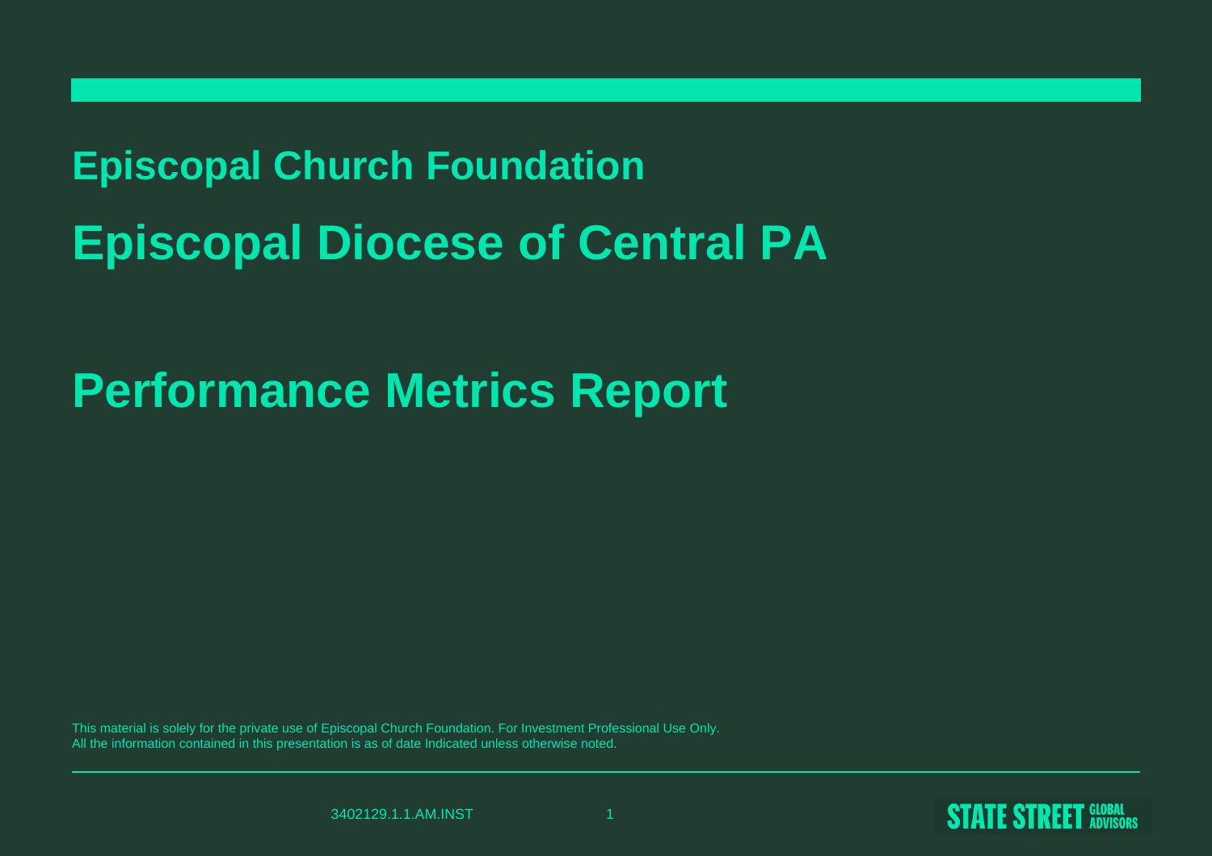## Episcopal Church Foundation

# Episcopal Diocese of Central PA

# Performance Metrics Report

This material is solely for the private use of Episcopal Church Foundation. For Investment Professional Use Only.
All the information contained in this presentation is as of date Indicated unless otherwise noted.

3402129.1.1.AM.INST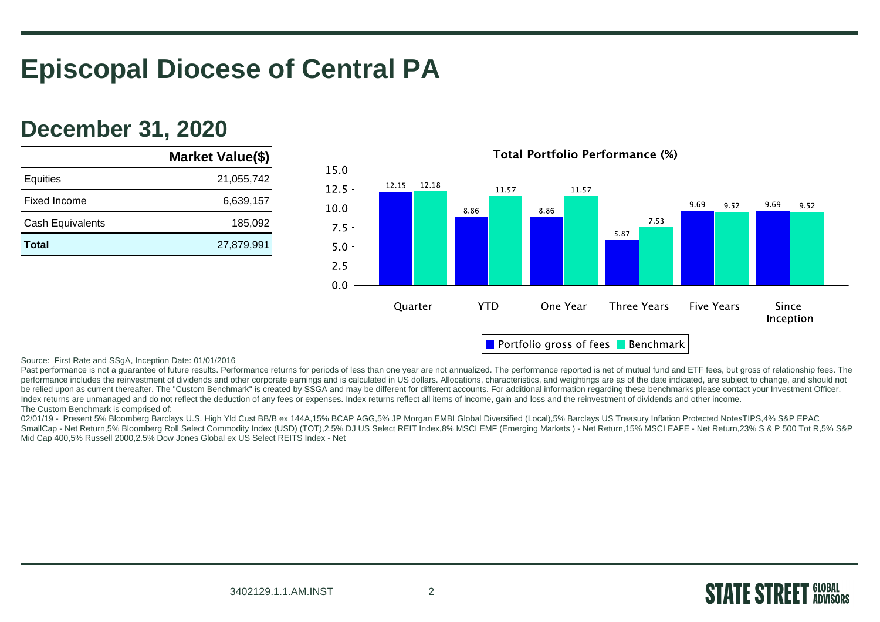# Episcopal Diocese of Central PA

## December 31, 2020

| | Market Value($) |
|---|---|
| Equities | 21,055,742 |
| Fixed Income | 6,639,157 |
| Cash Equivalents | 185,092 |
| **Total** | 27,879,991 |

**Total Portfolio Performance (%)**

| | Quarter | YTD | One Year | Three Years | Five Years | Since Inception |
|---|---|---|---|---|---|---|
| Portfolio gross of fees | 12.15 | 8.86 | 8.86 | 5.87 | 9.69 | 9.69 |
| Benchmark | 12.18 | 11.57 | 11.57 | 7.53 | 9.52 | 9.52 |

Source: First Rate and SSgA, Inception Date: 01/01/2016

Past performance is not a guarantee of future results. Performance returns for periods of less than one year are not annualized. The performance reported is net of mutual fund and ETF fees, but gross of relationship fees. The performance includes the reinvestment of dividends and other corporate earnings and is calculated in US dollars. Allocations, characteristics, and weightings are as of the date indicated, are subject to change, and should not be relied upon as current thereafter. The "Custom Benchmark" is created by SSGA and may be different for different accounts. For additional information regarding these benchmarks please contact your Investment Officer. Index returns are unmanaged and do not reflect the deduction of any fees or expenses. Index returns reflect all items of income, gain and loss and the reinvestment of dividends and other income.

The Custom Benchmark is comprised of:

02/01/19 - Present 5% Bloomberg Barclays U.S. High Yld Cust BB/B ex 144A,15% BCAP AGG,5% JP Morgan EMBI Global Diversified (Local),5% Barclays US Treasury Inflation Protected NotesTIPS,4% S&P EPAC SmallCap - Net Return,5% Bloomberg Roll Select Commodity Index (USD) (TOT),2.5% DJ US Select REIT Index,8% MSCI EMF (Emerging Markets ) - Net Return,15% MSCI EAFE - Net Return,23% S & P 500 Tot R,5% S&P Mid Cap 400,5% Russell 2000,2.5% Dow Jones Global ex US Select REITS Index - Net

3402129.1.1.AM.INST

STATE STREET GLOBAL ADVISORS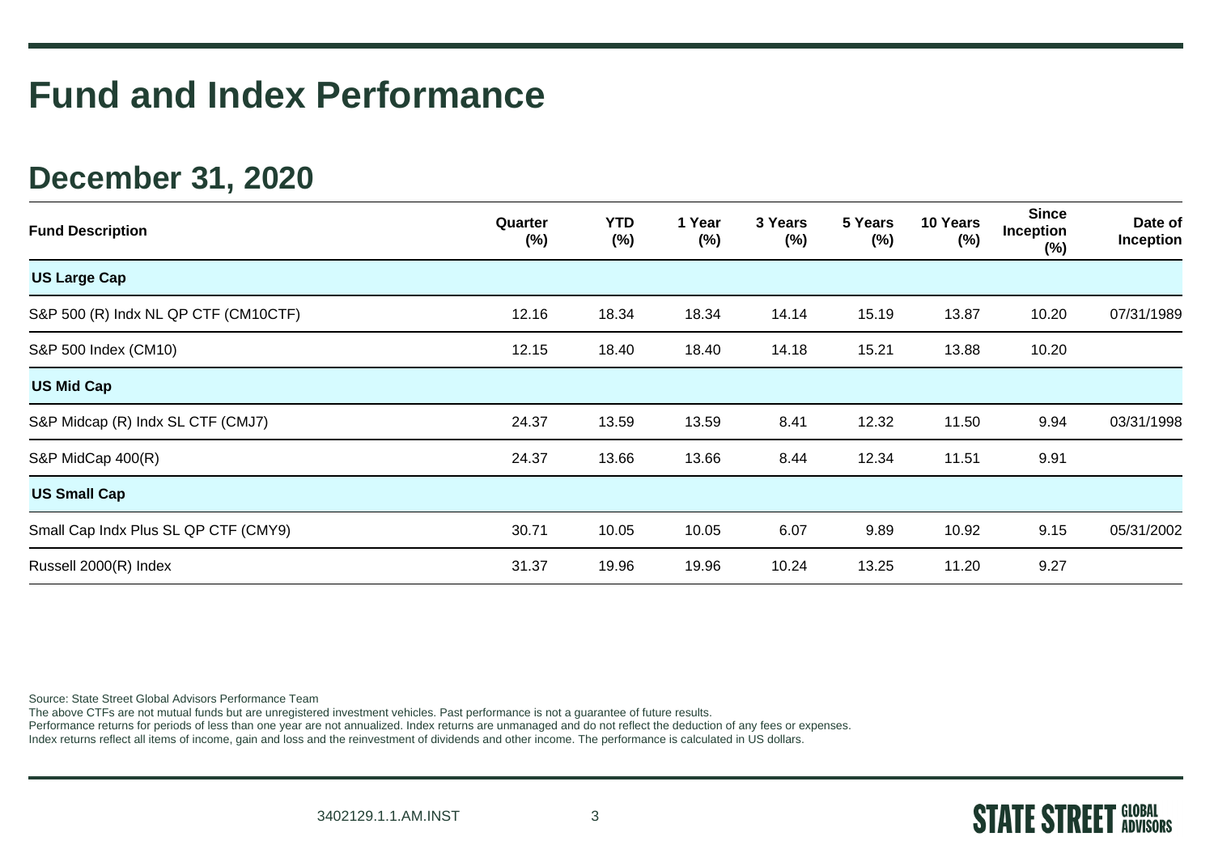# Fund and Index Performance

## December 31, 2020

| Fund Description | Quarter (%) | YTD (%) | 1 Year (%) | 3 Years (%) | 5 Years (%) | 10 Years (%) | Since Inception (%) | Date of Inception |
|---|---|---|---|---|---|---|---|---|
| **US Large Cap** | | | | | | | | |
| S&P 500 (R) Indx NL QP CTF (CM10CTF) | 12.16 | 18.34 | 18.34 | 14.14 | 15.19 | 13.87 | 10.20 | 07/31/1989 |
| S&P 500 Index (CM10) | 12.15 | 18.40 | 18.40 | 14.18 | 15.21 | 13.88 | 10.20 | |
| **US Mid Cap** | | | | | | | | |
| S&P Midcap (R) Indx SL CTF (CMJ7) | 24.37 | 13.59 | 13.59 | 8.41 | 12.32 | 11.50 | 9.94 | 03/31/1998 |
| S&P MidCap 400(R) | 24.37 | 13.66 | 13.66 | 8.44 | 12.34 | 11.51 | 9.91 | |
| **US Small Cap** | | | | | | | | |
| Small Cap Indx Plus SL QP CTF (CMY9) | 30.71 | 10.05 | 10.05 | 6.07 | 9.89 | 10.92 | 9.15 | 05/31/2002 |
| Russell 2000(R) Index | 31.37 | 19.96 | 19.96 | 10.24 | 13.25 | 11.20 | 9.27 | |

Source: State Street Global Advisors Performance Team
The above CTFs are not mutual funds but are unregistered investment vehicles. Past performance is not a guarantee of future results.
Performance returns for periods of less than one year are not annualized. Index returns are unmanaged and do not reflect the deduction of any fees or expenses.
Index returns reflect all items of income, gain and loss and the reinvestment of dividends and other income. The performance is calculated in US dollars.

3402129.1.1.AM.INST

STATE STREET GLOBAL ADVISORS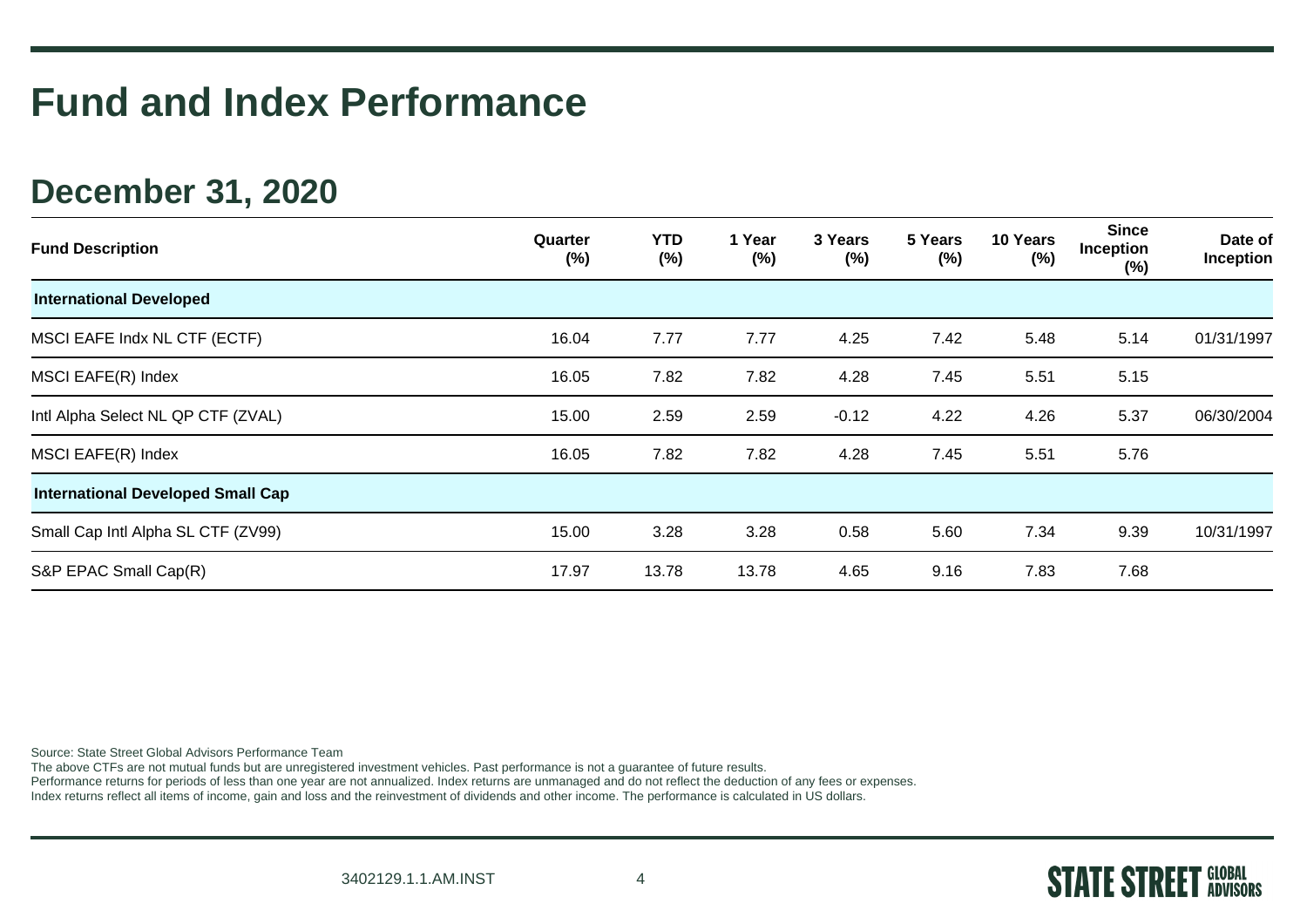# Fund and Index Performance

## December 31, 2020

| Fund Description | Quarter (%) | YTD (%) | 1 Year (%) | 3 Years (%) | 5 Years (%) | 10 Years (%) | Since Inception (%) | Date of Inception |
|---|---|---|---|---|---|---|---|---|
| **International Developed** | | | | | | | | |
| MSCI EAFE Indx NL CTF (ECTF) | 16.04 | 7.77 | 7.77 | 4.25 | 7.42 | 5.48 | 5.14 | 01/31/1997 |
| MSCI EAFE(R) Index | 16.05 | 7.82 | 7.82 | 4.28 | 7.45 | 5.51 | 5.15 | |
| Intl Alpha Select NL QP CTF (ZVAL) | 15.00 | 2.59 | 2.59 | -0.12 | 4.22 | 4.26 | 5.37 | 06/30/2004 |
| MSCI EAFE(R) Index | 16.05 | 7.82 | 7.82 | 4.28 | 7.45 | 5.51 | 5.76 | |
| **International Developed Small Cap** | | | | | | | | |
| Small Cap Intl Alpha SL CTF (ZV99) | 15.00 | 3.28 | 3.28 | 0.58 | 5.60 | 7.34 | 9.39 | 10/31/1997 |
| S&P EPAC Small Cap(R) | 17.97 | 13.78 | 13.78 | 4.65 | 9.16 | 7.83 | 7.68 | |

Source: State Street Global Advisors Performance Team
The above CTFs are not mutual funds but are unregistered investment vehicles. Past performance is not a guarantee of future results.
Performance returns for periods of less than one year are not annualized. Index returns are unmanaged and do not reflect the deduction of any fees or expenses.
Index returns reflect all items of income, gain and loss and the reinvestment of dividends and other income. The performance is calculated in US dollars.

3402129.1.1.AM.INST

STATE STREET GLOBAL ADVISORS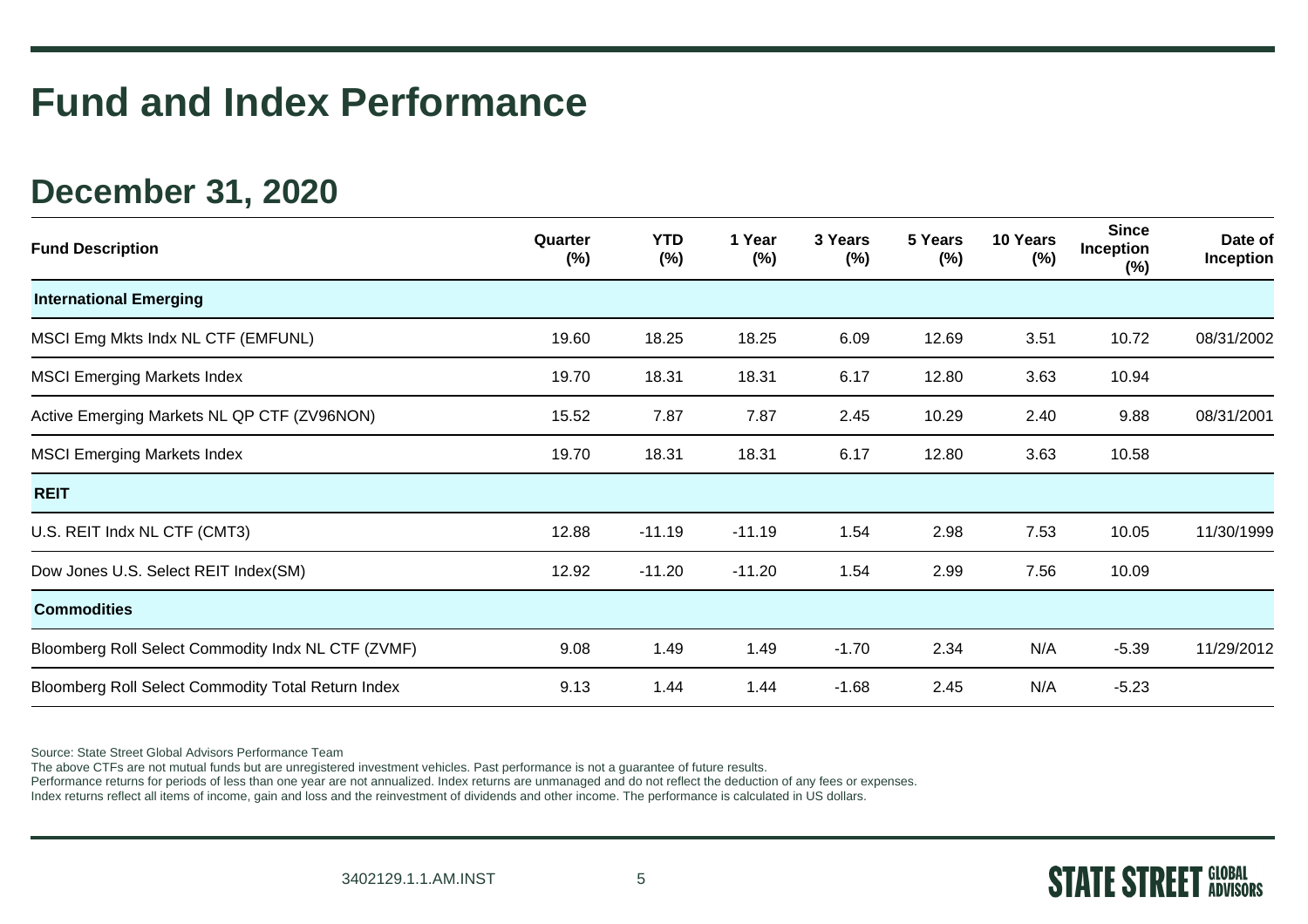# Fund and Index Performance

## December 31, 2020

| Fund Description | Quarter (%) | YTD (%) | 1 Year (%) | 3 Years (%) | 5 Years (%) | 10 Years (%) | Since Inception (%) | Date of Inception |
|---|---|---|---|---|---|---|---|---|
| **International Emerging** | | | | | | | | |
| MSCI Emg Mkts Indx NL CTF (EMFUNL) | 19.60 | 18.25 | 18.25 | 6.09 | 12.69 | 3.51 | 10.72 | 08/31/2002 |
| MSCI Emerging Markets Index | 19.70 | 18.31 | 18.31 | 6.17 | 12.80 | 3.63 | 10.94 | |
| Active Emerging Markets NL QP CTF (ZV96NON) | 15.52 | 7.87 | 7.87 | 2.45 | 10.29 | 2.40 | 9.88 | 08/31/2001 |
| MSCI Emerging Markets Index | 19.70 | 18.31 | 18.31 | 6.17 | 12.80 | 3.63 | 10.58 | |
| **REIT** | | | | | | | | |
| U.S. REIT Indx NL CTF (CMT3) | 12.88 | -11.19 | -11.19 | 1.54 | 2.98 | 7.53 | 10.05 | 11/30/1999 |
| Dow Jones U.S. Select REIT Index(SM) | 12.92 | -11.20 | -11.20 | 1.54 | 2.99 | 7.56 | 10.09 | |
| **Commodities** | | | | | | | | |
| Bloomberg Roll Select Commodity Indx NL CTF (ZVMF) | 9.08 | 1.49 | 1.49 | -1.70 | 2.34 | N/A | -5.39 | 11/29/2012 |
| Bloomberg Roll Select Commodity Total Return Index | 9.13 | 1.44 | 1.44 | -1.68 | 2.45 | N/A | -5.23 | |

Source: State Street Global Advisors Performance Team
The above CTFs are not mutual funds but are unregistered investment vehicles. Past performance is not a guarantee of future results.
Performance returns for periods of less than one year are not annualized. Index returns are unmanaged and do not reflect the deduction of any fees or expenses.
Index returns reflect all items of income, gain and loss and the reinvestment of dividends and other income. The performance is calculated in US dollars.

3402129.1.1.AM.INST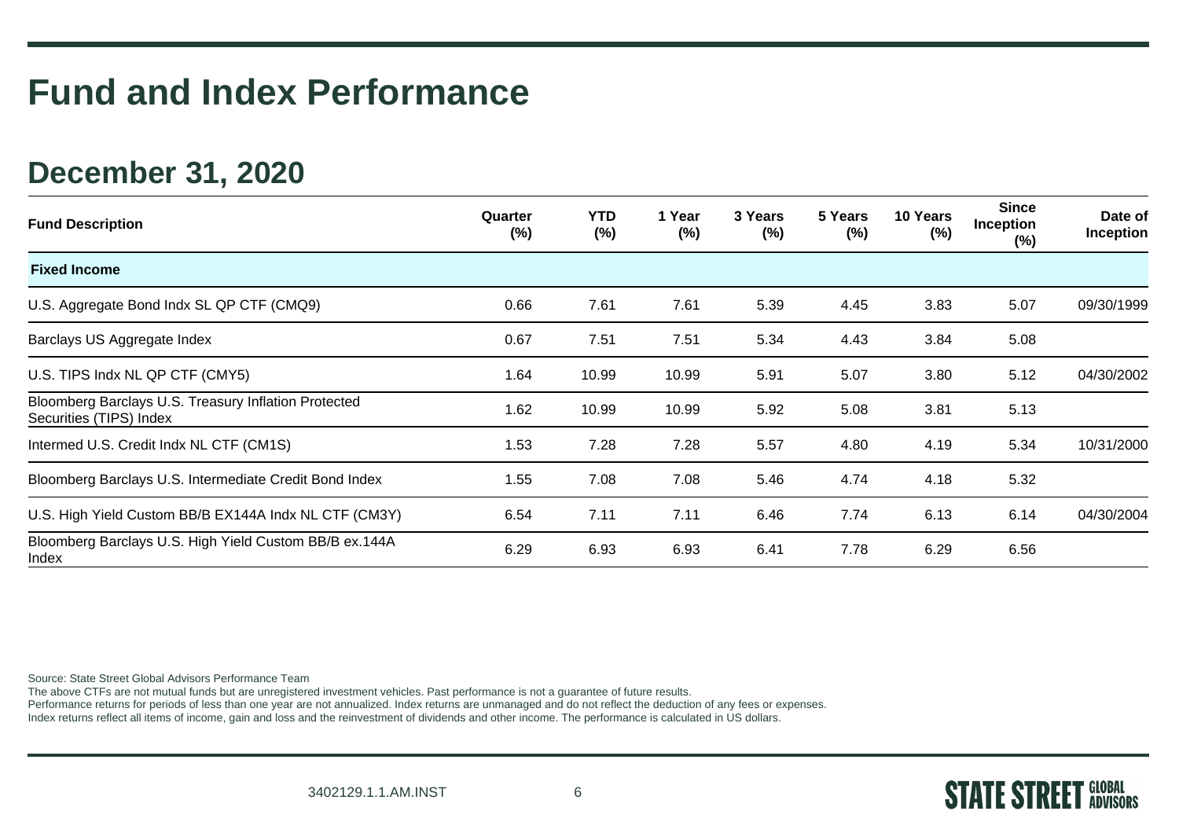# Fund and Index Performance

## December 31, 2020

| Fund Description | Quarter (%) | YTD (%) | 1 Year (%) | 3 Years (%) | 5 Years (%) | 10 Years (%) | Since Inception (%) | Date of Inception |
|---|---|---|---|---|---|---|---|---|
| **Fixed Income** | | | | | | | | |
| U.S. Aggregate Bond Indx SL QP CTF (CMQ9) | 0.66 | 7.61 | 7.61 | 5.39 | 4.45 | 3.83 | 5.07 | 09/30/1999 |
| Barclays US Aggregate Index | 0.67 | 7.51 | 7.51 | 5.34 | 4.43 | 3.84 | 5.08 | |
| U.S. TIPS Indx NL QP CTF (CMY5) | 1.64 | 10.99 | 10.99 | 5.91 | 5.07 | 3.80 | 5.12 | 04/30/2002 |
| Bloomberg Barclays U.S. Treasury Inflation Protected Securities (TIPS) Index | 1.62 | 10.99 | 10.99 | 5.92 | 5.08 | 3.81 | 5.13 | |
| Intermed U.S. Credit Indx NL CTF (CM1S) | 1.53 | 7.28 | 7.28 | 5.57 | 4.80 | 4.19 | 5.34 | 10/31/2000 |
| Bloomberg Barclays U.S. Intermediate Credit Bond Index | 1.55 | 7.08 | 7.08 | 5.46 | 4.74 | 4.18 | 5.32 | |
| U.S. High Yield Custom BB/B EX144A Indx NL CTF (CM3Y) | 6.54 | 7.11 | 7.11 | 6.46 | 7.74 | 6.13 | 6.14 | 04/30/2004 |
| Bloomberg Barclays U.S. High Yield Custom BB/B ex.144A Index | 6.29 | 6.93 | 6.93 | 6.41 | 7.78 | 6.29 | 6.56 | |

Source: State Street Global Advisors Performance Team
The above CTFs are not mutual funds but are unregistered investment vehicles. Past performance is not a guarantee of future results.
Performance returns for periods of less than one year are not annualized. Index returns are unmanaged and do not reflect the deduction of any fees or expenses.
Index returns reflect all items of income, gain and loss and the reinvestment of dividends and other income. The performance is calculated in US dollars.

3402129.1.1.AM.INST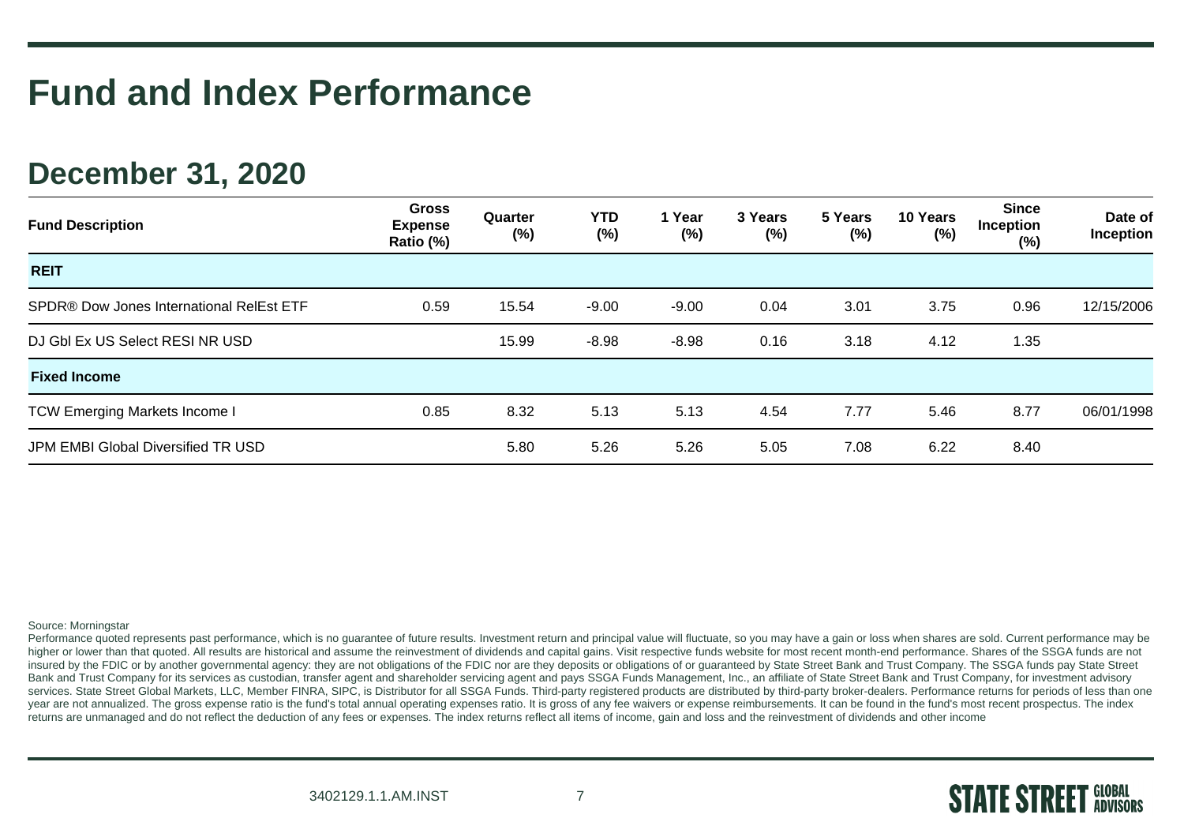# Fund and Index Performance

## December 31, 2020

| Fund Description | Gross Expense Ratio (%) | Quarter (%) | YTD (%) | 1 Year (%) | 3 Years (%) | 5 Years (%) | 10 Years (%) | Since Inception (%) | Date of Inception |
|---|---|---|---|---|---|---|---|---|---|
| **REIT** | | | | | | | | | |
| SPDR® Dow Jones International RelEst ETF | 0.59 | 15.54 | -9.00 | -9.00 | 0.04 | 3.01 | 3.75 | 0.96 | 12/15/2006 |
| DJ Gbl Ex US Select RESI NR USD | | 15.99 | -8.98 | -8.98 | 0.16 | 3.18 | 4.12 | 1.35 | |
| **Fixed Income** | | | | | | | | | |
| TCW Emerging Markets Income I | 0.85 | 8.32 | 5.13 | 5.13 | 4.54 | 7.77 | 5.46 | 8.77 | 06/01/1998 |
| JPM EMBI Global Diversified TR USD | | 5.80 | 5.26 | 5.26 | 5.05 | 7.08 | 6.22 | 8.40 | |

Source: Morningstar

Performance quoted represents past performance, which is no guarantee of future results. Investment return and principal value will fluctuate, so you may have a gain or loss when shares are sold. Current performance may be higher or lower than that quoted. All results are historical and assume the reinvestment of dividends and capital gains. Visit respective funds website for most recent month-end performance. Shares of the SSGA funds are not insured by the FDIC or by another governmental agency: they are not obligations of the FDIC nor are they deposits or obligations of or guaranteed by State Street Bank and Trust Company. The SSGA funds pay State Street Bank and Trust Company for its services as custodian, transfer agent and shareholder servicing agent and pays SSGA Funds Management, Inc., an affiliate of State Street Bank and Trust Company, for investment advisory services. State Street Global Markets, LLC, Member FINRA, SIPC, is Distributor for all SSGA Funds. Third-party registered products are distributed by third-party broker-dealers. Performance returns for periods of less than one year are not annualized. The gross expense ratio is the fund's total annual operating expenses ratio. It is gross of any fee waivers or expense reimbursements. It can be found in the fund's most recent prospectus. The index returns are unmanaged and do not reflect the deduction of any fees or expenses. The index returns reflect all items of income, gain and loss and the reinvestment of dividends and other income

3402129.1.1.AM.INST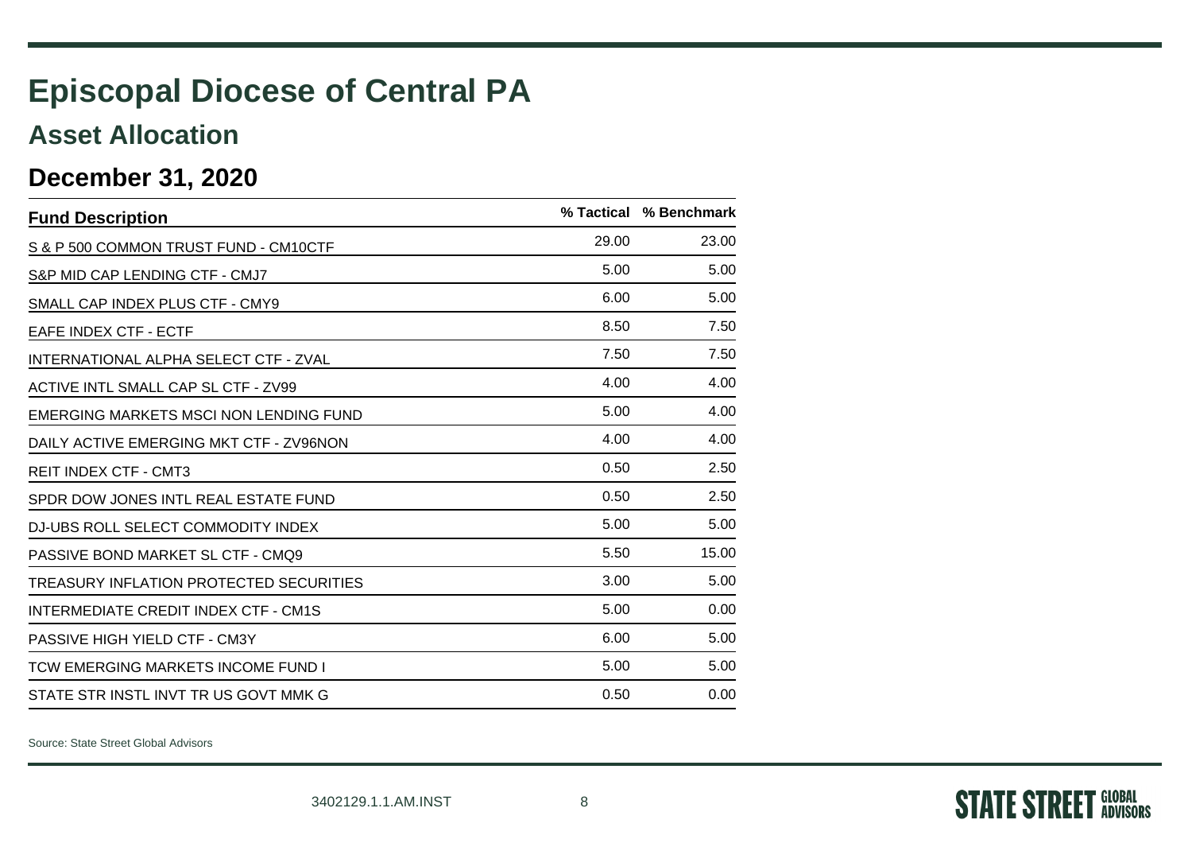# Episcopal Diocese of Central PA

## Asset Allocation

## December 31, 2020

| Fund Description | % Tactical | % Benchmark |
|---|---|---|
| S & P 500 COMMON TRUST FUND - CM10CTF | 29.00 | 23.00 |
| S&P MID CAP LENDING CTF - CMJ7 | 5.00 | 5.00 |
| SMALL CAP INDEX PLUS CTF - CMY9 | 6.00 | 5.00 |
| EAFE INDEX CTF - ECTF | 8.50 | 7.50 |
| INTERNATIONAL ALPHA SELECT CTF - ZVAL | 7.50 | 7.50 |
| ACTIVE INTL SMALL CAP SL CTF - ZV99 | 4.00 | 4.00 |
| EMERGING MARKETS MSCI NON LENDING FUND | 5.00 | 4.00 |
| DAILY ACTIVE EMERGING MKT CTF - ZV96NON | 4.00 | 4.00 |
| REIT INDEX CTF - CMT3 | 0.50 | 2.50 |
| SPDR DOW JONES INTL REAL ESTATE FUND | 0.50 | 2.50 |
| DJ-UBS ROLL SELECT COMMODITY INDEX | 5.00 | 5.00 |
| PASSIVE BOND MARKET SL CTF - CMQ9 | 5.50 | 15.00 |
| TREASURY INFLATION PROTECTED SECURITIES | 3.00 | 5.00 |
| INTERMEDIATE CREDIT INDEX CTF - CM1S | 5.00 | 0.00 |
| PASSIVE HIGH YIELD CTF - CM3Y | 6.00 | 5.00 |
| TCW EMERGING MARKETS INCOME FUND I | 5.00 | 5.00 |
| STATE STR INSTL INVT TR US GOVT MMK G | 0.50 | 0.00 |

Source: State Street Global Advisors

3402129.1.1.AM.INST

STATE STREET GLOBAL ADVISORS